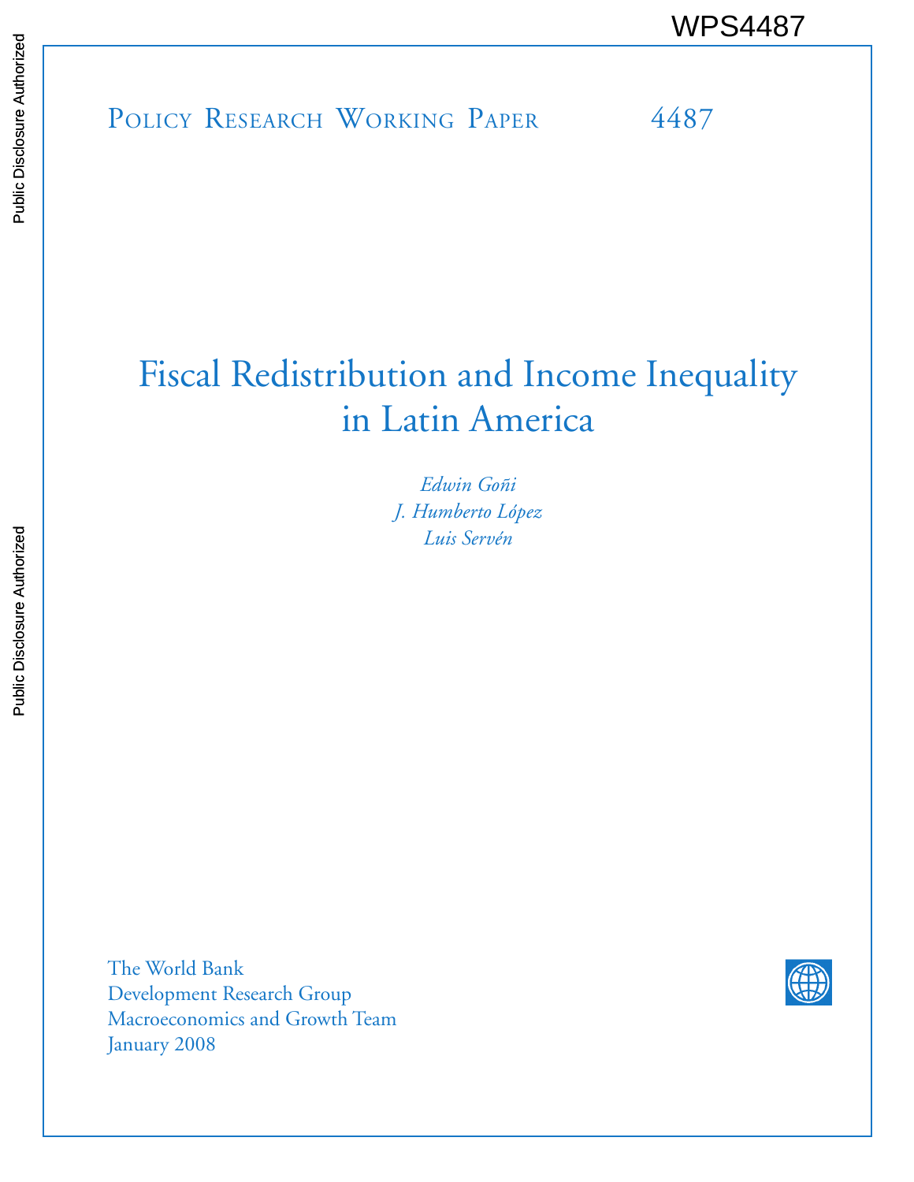WPS4487

Policy Research Working Paper 4487

# Fiscal Redistribution and Income Inequality in Latin America

*Edwin Goñi*
*J. Humberto López*
*Luis Servén*

The World Bank
Development Research Group
Macroeconomics and Growth Team
January 2008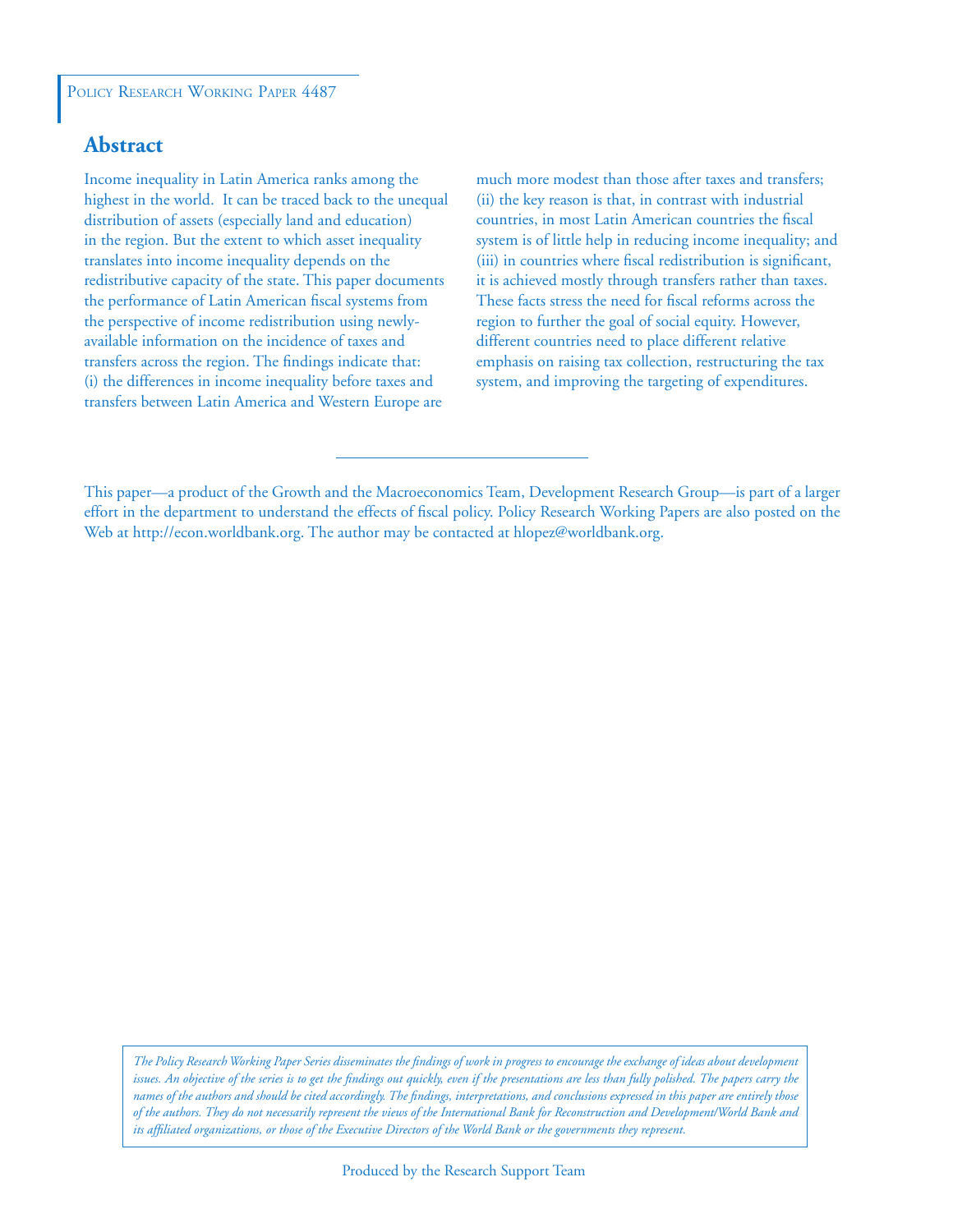Policy Research Working Paper 4487

## Abstract

Income inequality in Latin America ranks among the highest in the world. It can be traced back to the unequal distribution of assets (especially land and education) in the region. But the extent to which asset inequality translates into income inequality depends on the redistributive capacity of the state. This paper documents the performance of Latin American fiscal systems from the perspective of income redistribution using newly-available information on the incidence of taxes and transfers across the region. The findings indicate that: (i) the differences in income inequality before taxes and transfers between Latin America and Western Europe are much more modest than those after taxes and transfers; (ii) the key reason is that, in contrast with industrial countries, in most Latin American countries the fiscal system is of little help in reducing income inequality; and (iii) in countries where fiscal redistribution is significant, it is achieved mostly through transfers rather than taxes. These facts stress the need for fiscal reforms across the region to further the goal of social equity. However, different countries need to place different relative emphasis on raising tax collection, restructuring the tax system, and improving the targeting of expenditures.

---

This paper—a product of the Growth and the Macroeconomics Team, Development Research Group—is part of a larger effort in the department to understand the effects of fiscal policy. Policy Research Working Papers are also posted on the Web at http://econ.worldbank.org. The author may be contacted at hlopez@worldbank.org.

*The Policy Research Working Paper Series disseminates the findings of work in progress to encourage the exchange of ideas about development issues. An objective of the series is to get the findings out quickly, even if the presentations are less than fully polished. The papers carry the names of the authors and should be cited accordingly. The findings, interpretations, and conclusions expressed in this paper are entirely those of the authors. They do not necessarily represent the views of the International Bank for Reconstruction and Development/World Bank and its affiliated organizations, or those of the Executive Directors of the World Bank or the governments they represent.*

Produced by the Research Support Team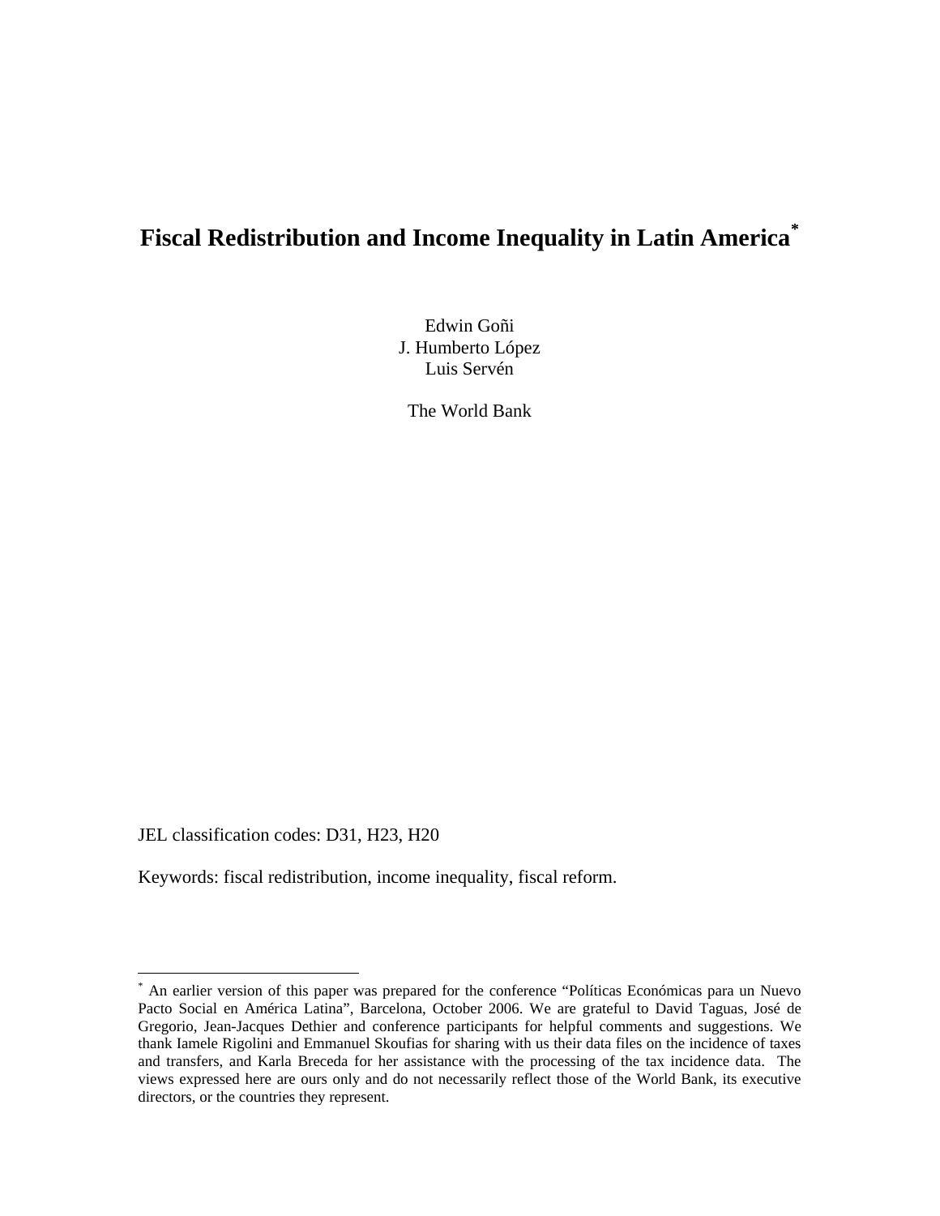# Fiscal Redistribution and Income Inequality in Latin America*

Edwin Goñi  
J. Humberto López  
Luis Servén

The World Bank

JEL classification codes: D31, H23, H20

Keywords: fiscal redistribution, income inequality, fiscal reform.

---

* An earlier version of this paper was prepared for the conference "Políticas Económicas para un Nuevo Pacto Social en América Latina", Barcelona, October 2006. We are grateful to David Taguas, José de Gregorio, Jean-Jacques Dethier and conference participants for helpful comments and suggestions. We thank Iamele Rigolini and Emmanuel Skoufias for sharing with us their data files on the incidence of taxes and transfers, and Karla Breceda for her assistance with the processing of the tax incidence data. The views expressed here are ours only and do not necessarily reflect those of the World Bank, its executive directors, or the countries they represent.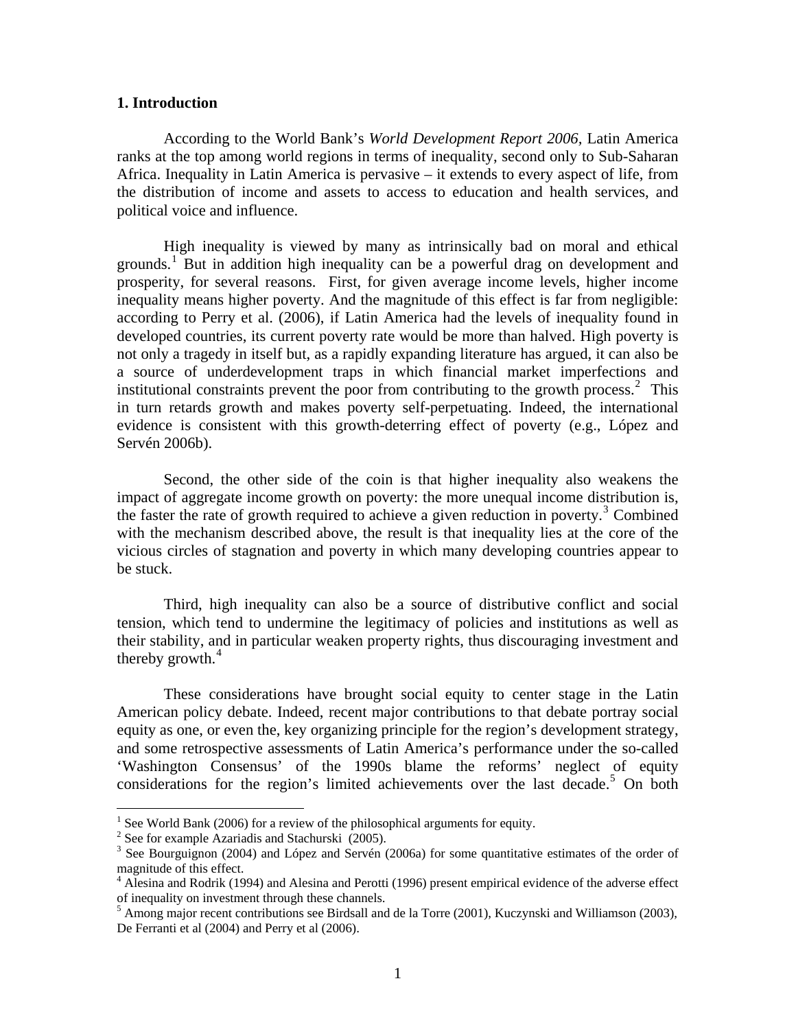## 1. Introduction

According to the World Bank's *World Development Report 2006*, Latin America ranks at the top among world regions in terms of inequality, second only to Sub-Saharan Africa. Inequality in Latin America is pervasive – it extends to every aspect of life, from the distribution of income and assets to access to education and health services, and political voice and influence.

High inequality is viewed by many as intrinsically bad on moral and ethical grounds.[1] But in addition high inequality can be a powerful drag on development and prosperity, for several reasons. First, for given average income levels, higher income inequality means higher poverty. And the magnitude of this effect is far from negligible: according to Perry et al. (2006), if Latin America had the levels of inequality found in developed countries, its current poverty rate would be more than halved. High poverty is not only a tragedy in itself but, as a rapidly expanding literature has argued, it can also be a source of underdevelopment traps in which financial market imperfections and institutional constraints prevent the poor from contributing to the growth process.[2] This in turn retards growth and makes poverty self-perpetuating. Indeed, the international evidence is consistent with this growth-deterring effect of poverty (e.g., López and Servén 2006b).

Second, the other side of the coin is that higher inequality also weakens the impact of aggregate income growth on poverty: the more unequal income distribution is, the faster the rate of growth required to achieve a given reduction in poverty.[3] Combined with the mechanism described above, the result is that inequality lies at the core of the vicious circles of stagnation and poverty in which many developing countries appear to be stuck.

Third, high inequality can also be a source of distributive conflict and social tension, which tend to undermine the legitimacy of policies and institutions as well as their stability, and in particular weaken property rights, thus discouraging investment and thereby growth.[4]

These considerations have brought social equity to center stage in the Latin American policy debate. Indeed, recent major contributions to that debate portray social equity as one, or even the, key organizing principle for the region's development strategy, and some retrospective assessments of Latin America's performance under the so-called 'Washington Consensus' of the 1990s blame the reforms' neglect of equity considerations for the region's limited achievements over the last decade.[5] On both

[1] See World Bank (2006) for a review of the philosophical arguments for equity.

[2] See for example Azariadis and Stachurski (2005).

[3] See Bourguignon (2004) and López and Servén (2006a) for some quantitative estimates of the order of magnitude of this effect.

[4] Alesina and Rodrik (1994) and Alesina and Perotti (1996) present empirical evidence of the adverse effect of inequality on investment through these channels.

[5] Among major recent contributions see Birdsall and de la Torre (2001), Kuczynski and Williamson (2003), De Ferranti et al (2004) and Perry et al (2006).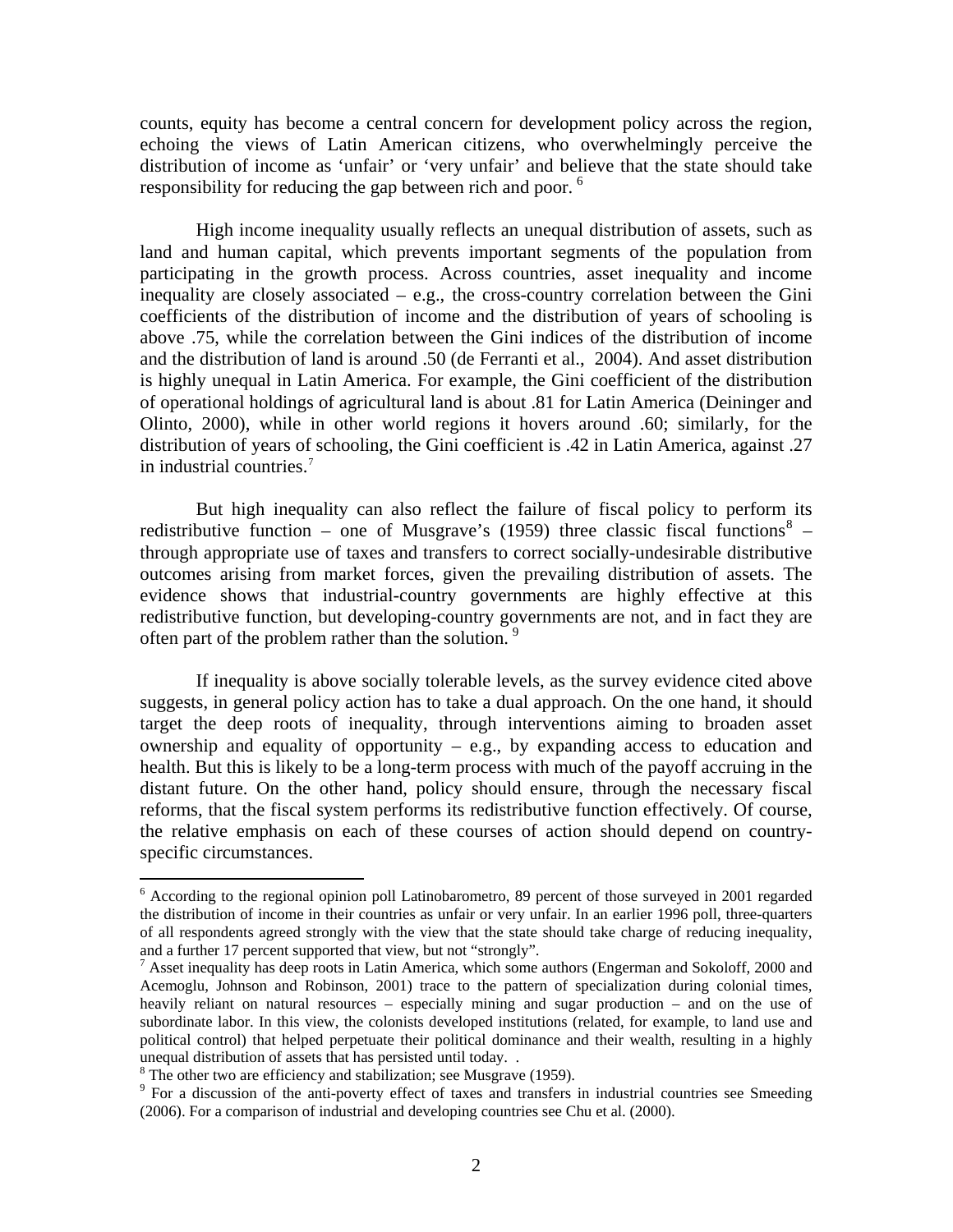counts, equity has become a central concern for development policy across the region, echoing the views of Latin American citizens, who overwhelmingly perceive the distribution of income as 'unfair' or 'very unfair' and believe that the state should take responsibility for reducing the gap between rich and poor. [6]

High income inequality usually reflects an unequal distribution of assets, such as land and human capital, which prevents important segments of the population from participating in the growth process. Across countries, asset inequality and income inequality are closely associated – e.g., the cross-country correlation between the Gini coefficients of the distribution of income and the distribution of years of schooling is above .75, while the correlation between the Gini indices of the distribution of income and the distribution of land is around .50 (de Ferranti et al., 2004). And asset distribution is highly unequal in Latin America. For example, the Gini coefficient of the distribution of operational holdings of agricultural land is about .81 for Latin America (Deininger and Olinto, 2000), while in other world regions it hovers around .60; similarly, for the distribution of years of schooling, the Gini coefficient is .42 in Latin America, against .27 in industrial countries.[7]

But high inequality can also reflect the failure of fiscal policy to perform its redistributive function – one of Musgrave's (1959) three classic fiscal functions[8] – through appropriate use of taxes and transfers to correct socially-undesirable distributive outcomes arising from market forces, given the prevailing distribution of assets. The evidence shows that industrial-country governments are highly effective at this redistributive function, but developing-country governments are not, and in fact they are often part of the problem rather than the solution. [9]

If inequality is above socially tolerable levels, as the survey evidence cited above suggests, in general policy action has to take a dual approach. On the one hand, it should target the deep roots of inequality, through interventions aiming to broaden asset ownership and equality of opportunity – e.g., by expanding access to education and health. But this is likely to be a long-term process with much of the payoff accruing in the distant future. On the other hand, policy should ensure, through the necessary fiscal reforms, that the fiscal system performs its redistributive function effectively. Of course, the relative emphasis on each of these courses of action should depend on country-specific circumstances.

---

[6] According to the regional opinion poll Latinobarometro, 89 percent of those surveyed in 2001 regarded the distribution of income in their countries as unfair or very unfair. In an earlier 1996 poll, three-quarters of all respondents agreed strongly with the view that the state should take charge of reducing inequality, and a further 17 percent supported that view, but not "strongly".

[7] Asset inequality has deep roots in Latin America, which some authors (Engerman and Sokoloff, 2000 and Acemoglu, Johnson and Robinson, 2001) trace to the pattern of specialization during colonial times, heavily reliant on natural resources – especially mining and sugar production – and on the use of subordinate labor. In this view, the colonists developed institutions (related, for example, to land use and political control) that helped perpetuate their political dominance and their wealth, resulting in a highly unequal distribution of assets that has persisted until today. .

[8] The other two are efficiency and stabilization; see Musgrave (1959).

[9] For a discussion of the anti-poverty effect of taxes and transfers in industrial countries see Smeeding (2006). For a comparison of industrial and developing countries see Chu et al. (2000).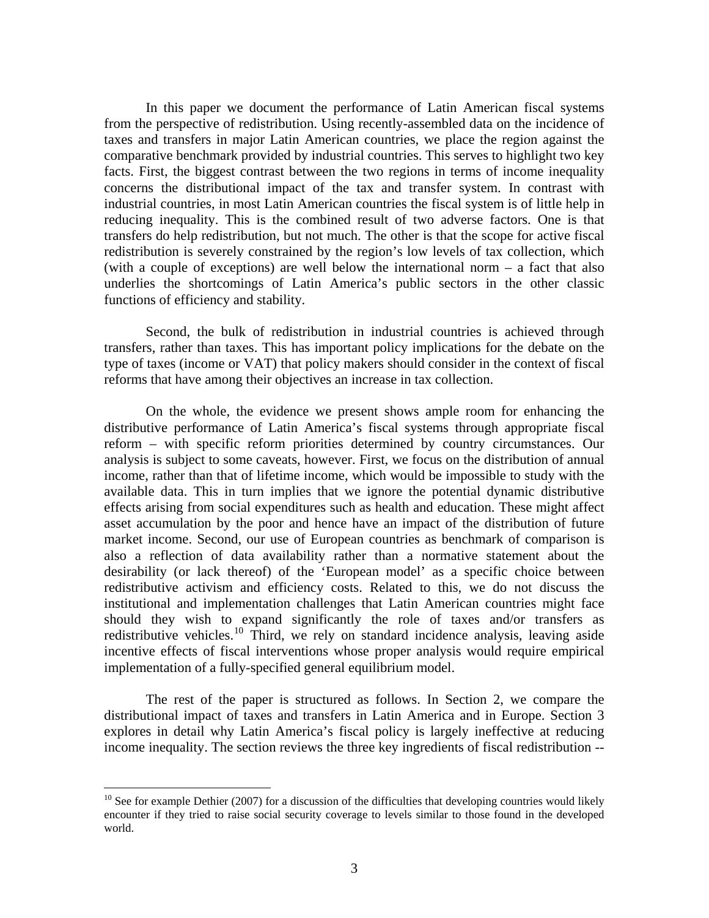In this paper we document the performance of Latin American fiscal systems from the perspective of redistribution. Using recently-assembled data on the incidence of taxes and transfers in major Latin American countries, we place the region against the comparative benchmark provided by industrial countries. This serves to highlight two key facts. First, the biggest contrast between the two regions in terms of income inequality concerns the distributional impact of the tax and transfer system. In contrast with industrial countries, in most Latin American countries the fiscal system is of little help in reducing inequality. This is the combined result of two adverse factors. One is that transfers do help redistribution, but not much. The other is that the scope for active fiscal redistribution is severely constrained by the region's low levels of tax collection, which (with a couple of exceptions) are well below the international norm – a fact that also underlies the shortcomings of Latin America's public sectors in the other classic functions of efficiency and stability.

Second, the bulk of redistribution in industrial countries is achieved through transfers, rather than taxes. This has important policy implications for the debate on the type of taxes (income or VAT) that policy makers should consider in the context of fiscal reforms that have among their objectives an increase in tax collection.

On the whole, the evidence we present shows ample room for enhancing the distributive performance of Latin America's fiscal systems through appropriate fiscal reform – with specific reform priorities determined by country circumstances. Our analysis is subject to some caveats, however. First, we focus on the distribution of annual income, rather than that of lifetime income, which would be impossible to study with the available data. This in turn implies that we ignore the potential dynamic distributive effects arising from social expenditures such as health and education. These might affect asset accumulation by the poor and hence have an impact of the distribution of future market income. Second, our use of European countries as benchmark of comparison is also a reflection of data availability rather than a normative statement about the desirability (or lack thereof) of the 'European model' as a specific choice between redistributive activism and efficiency costs. Related to this, we do not discuss the institutional and implementation challenges that Latin American countries might face should they wish to expand significantly the role of taxes and/or transfers as redistributive vehicles.[10] Third, we rely on standard incidence analysis, leaving aside incentive effects of fiscal interventions whose proper analysis would require empirical implementation of a fully-specified general equilibrium model.

The rest of the paper is structured as follows. In Section 2, we compare the distributional impact of taxes and transfers in Latin America and in Europe. Section 3 explores in detail why Latin America's fiscal policy is largely ineffective at reducing income inequality. The section reviews the three key ingredients of fiscal redistribution --

[10] See for example Dethier (2007) for a discussion of the difficulties that developing countries would likely encounter if they tried to raise social security coverage to levels similar to those found in the developed world.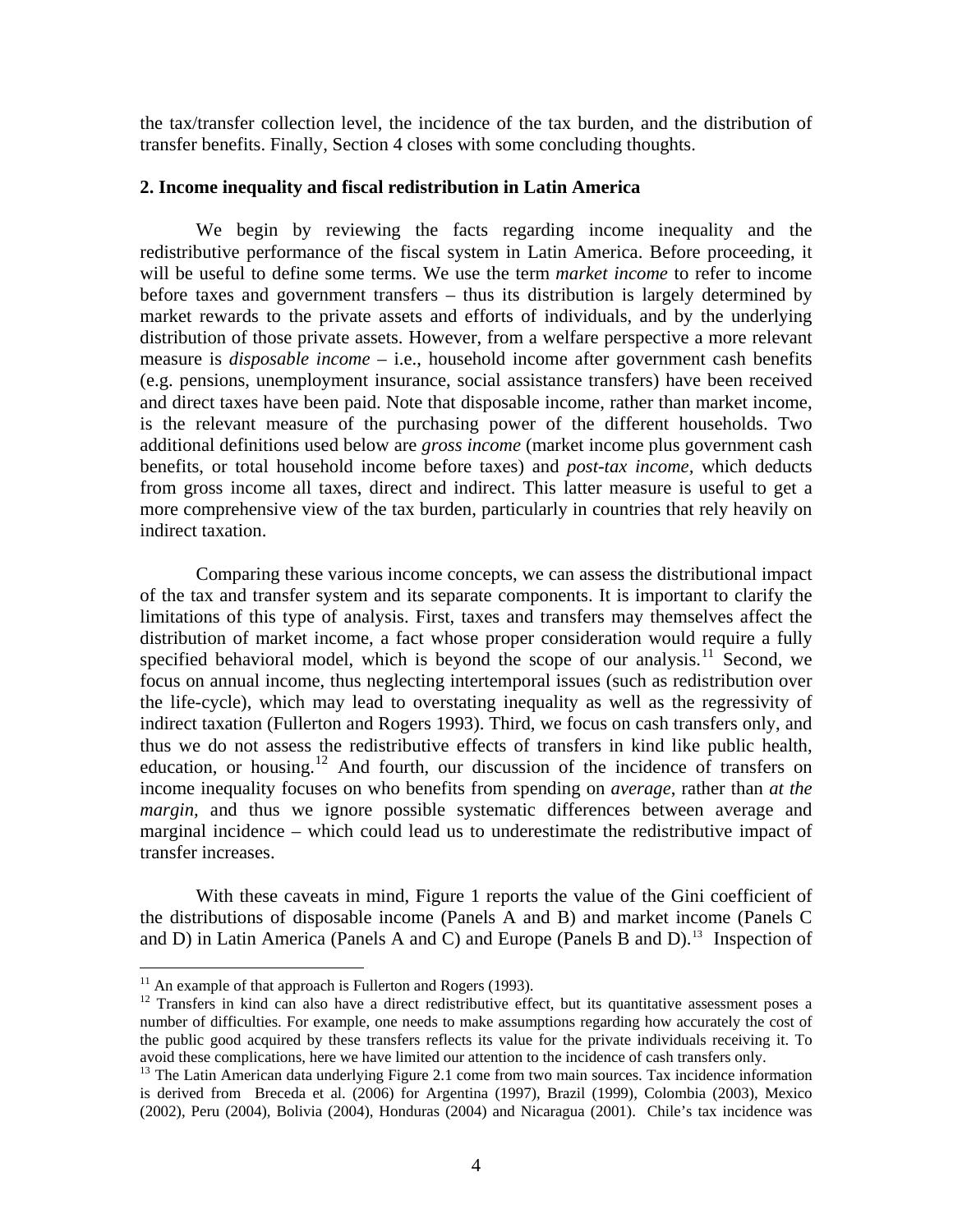the tax/transfer collection level, the incidence of the tax burden, and the distribution of transfer benefits. Finally, Section 4 closes with some concluding thoughts.

## 2. Income inequality and fiscal redistribution in Latin America

We begin by reviewing the facts regarding income inequality and the redistributive performance of the fiscal system in Latin America. Before proceeding, it will be useful to define some terms. We use the term *market income* to refer to income before taxes and government transfers – thus its distribution is largely determined by market rewards to the private assets and efforts of individuals, and by the underlying distribution of those private assets. However, from a welfare perspective a more relevant measure is *disposable income* – i.e., household income after government cash benefits (e.g. pensions, unemployment insurance, social assistance transfers) have been received and direct taxes have been paid. Note that disposable income, rather than market income, is the relevant measure of the purchasing power of the different households. Two additional definitions used below are *gross income* (market income plus government cash benefits, or total household income before taxes) and *post-tax income*, which deducts from gross income all taxes, direct and indirect. This latter measure is useful to get a more comprehensive view of the tax burden, particularly in countries that rely heavily on indirect taxation.

Comparing these various income concepts, we can assess the distributional impact of the tax and transfer system and its separate components. It is important to clarify the limitations of this type of analysis. First, taxes and transfers may themselves affect the distribution of market income, a fact whose proper consideration would require a fully specified behavioral model, which is beyond the scope of our analysis.[11] Second, we focus on annual income, thus neglecting intertemporal issues (such as redistribution over the life-cycle), which may lead to overstating inequality as well as the regressivity of indirect taxation (Fullerton and Rogers 1993). Third, we focus on cash transfers only, and thus we do not assess the redistributive effects of transfers in kind like public health, education, or housing.[12] And fourth, our discussion of the incidence of transfers on income inequality focuses on who benefits from spending on *average*, rather than *at the margin*, and thus we ignore possible systematic differences between average and marginal incidence – which could lead us to underestimate the redistributive impact of transfer increases.

With these caveats in mind, Figure 1 reports the value of the Gini coefficient of the distributions of disposable income (Panels A and B) and market income (Panels C and D) in Latin America (Panels A and C) and Europe (Panels B and D).[13] Inspection of

---

[11] An example of that approach is Fullerton and Rogers (1993).

[12] Transfers in kind can also have a direct redistributive effect, but its quantitative assessment poses a number of difficulties. For example, one needs to make assumptions regarding how accurately the cost of the public good acquired by these transfers reflects its value for the private individuals receiving it. To avoid these complications, here we have limited our attention to the incidence of cash transfers only.

[13] The Latin American data underlying Figure 2.1 come from two main sources. Tax incidence information is derived from Breceda et al. (2006) for Argentina (1997), Brazil (1999), Colombia (2003), Mexico (2002), Peru (2004), Bolivia (2004), Honduras (2004) and Nicaragua (2001). Chile's tax incidence was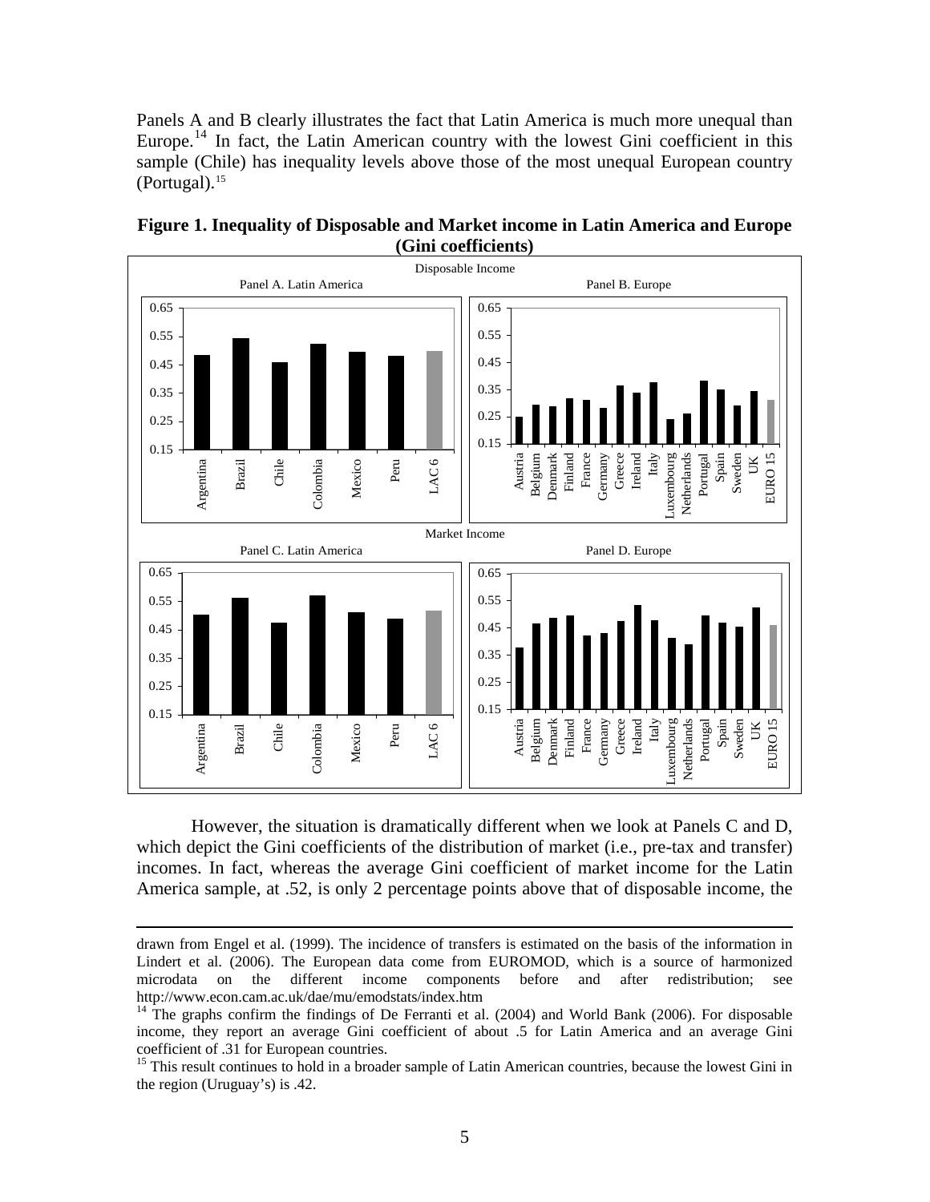Panels A and B clearly illustrates the fact that Latin America is much more unequal than Europe.[14] In fact, the Latin American country with the lowest Gini coefficient in this sample (Chile) has inequality levels above those of the most unequal European country (Portugal).[15]

**Figure 1. Inequality of Disposable and Market income in Latin America and Europe (Gini coefficients)**

However, the situation is dramatically different when we look at Panels C and D, which depict the Gini coefficients of the distribution of market (i.e., pre-tax and transfer) incomes. In fact, whereas the average Gini coefficient of market income for the Latin America sample, at .52, is only 2 percentage points above that of disposable income, the

---

drawn from Engel et al. (1999). The incidence of transfers is estimated on the basis of the information in Lindert et al. (2006). The European data come from EUROMOD, which is a source of harmonized microdata on the different income components before and after redistribution; see http://www.econ.cam.ac.uk/dae/mu/emodstats/index.htm

[14] The graphs confirm the findings of De Ferranti et al. (2004) and World Bank (2006). For disposable income, they report an average Gini coefficient of about .5 for Latin America and an average Gini coefficient of .31 for European countries.

[15] This result continues to hold in a broader sample of Latin American countries, because the lowest Gini in the region (Uruguay's) is .42.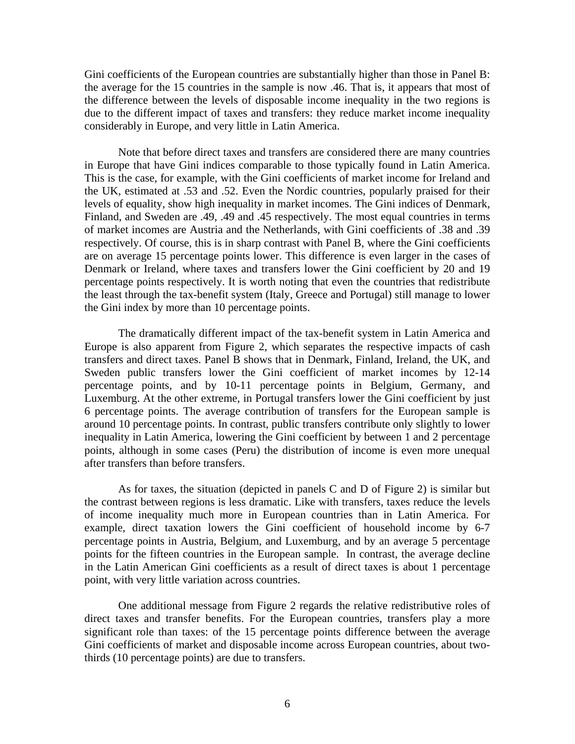Gini coefficients of the European countries are substantially higher than those in Panel B: the average for the 15 countries in the sample is now .46. That is, it appears that most of the difference between the levels of disposable income inequality in the two regions is due to the different impact of taxes and transfers: they reduce market income inequality considerably in Europe, and very little in Latin America.

Note that before direct taxes and transfers are considered there are many countries in Europe that have Gini indices comparable to those typically found in Latin America. This is the case, for example, with the Gini coefficients of market income for Ireland and the UK, estimated at .53 and .52. Even the Nordic countries, popularly praised for their levels of equality, show high inequality in market incomes. The Gini indices of Denmark, Finland, and Sweden are .49, .49 and .45 respectively. The most equal countries in terms of market incomes are Austria and the Netherlands, with Gini coefficients of .38 and .39 respectively. Of course, this is in sharp contrast with Panel B, where the Gini coefficients are on average 15 percentage points lower. This difference is even larger in the cases of Denmark or Ireland, where taxes and transfers lower the Gini coefficient by 20 and 19 percentage points respectively. It is worth noting that even the countries that redistribute the least through the tax-benefit system (Italy, Greece and Portugal) still manage to lower the Gini index by more than 10 percentage points.

The dramatically different impact of the tax-benefit system in Latin America and Europe is also apparent from Figure 2, which separates the respective impacts of cash transfers and direct taxes. Panel B shows that in Denmark, Finland, Ireland, the UK, and Sweden public transfers lower the Gini coefficient of market incomes by 12-14 percentage points, and by 10-11 percentage points in Belgium, Germany, and Luxemburg. At the other extreme, in Portugal transfers lower the Gini coefficient by just 6 percentage points. The average contribution of transfers for the European sample is around 10 percentage points. In contrast, public transfers contribute only slightly to lower inequality in Latin America, lowering the Gini coefficient by between 1 and 2 percentage points, although in some cases (Peru) the distribution of income is even more unequal after transfers than before transfers.

As for taxes, the situation (depicted in panels C and D of Figure 2) is similar but the contrast between regions is less dramatic. Like with transfers, taxes reduce the levels of income inequality much more in European countries than in Latin America. For example, direct taxation lowers the Gini coefficient of household income by 6-7 percentage points in Austria, Belgium, and Luxemburg, and by an average 5 percentage points for the fifteen countries in the European sample. In contrast, the average decline in the Latin American Gini coefficients as a result of direct taxes is about 1 percentage point, with very little variation across countries.

One additional message from Figure 2 regards the relative redistributive roles of direct taxes and transfer benefits. For the European countries, transfers play a more significant role than taxes: of the 15 percentage points difference between the average Gini coefficients of market and disposable income across European countries, about two-thirds (10 percentage points) are due to transfers.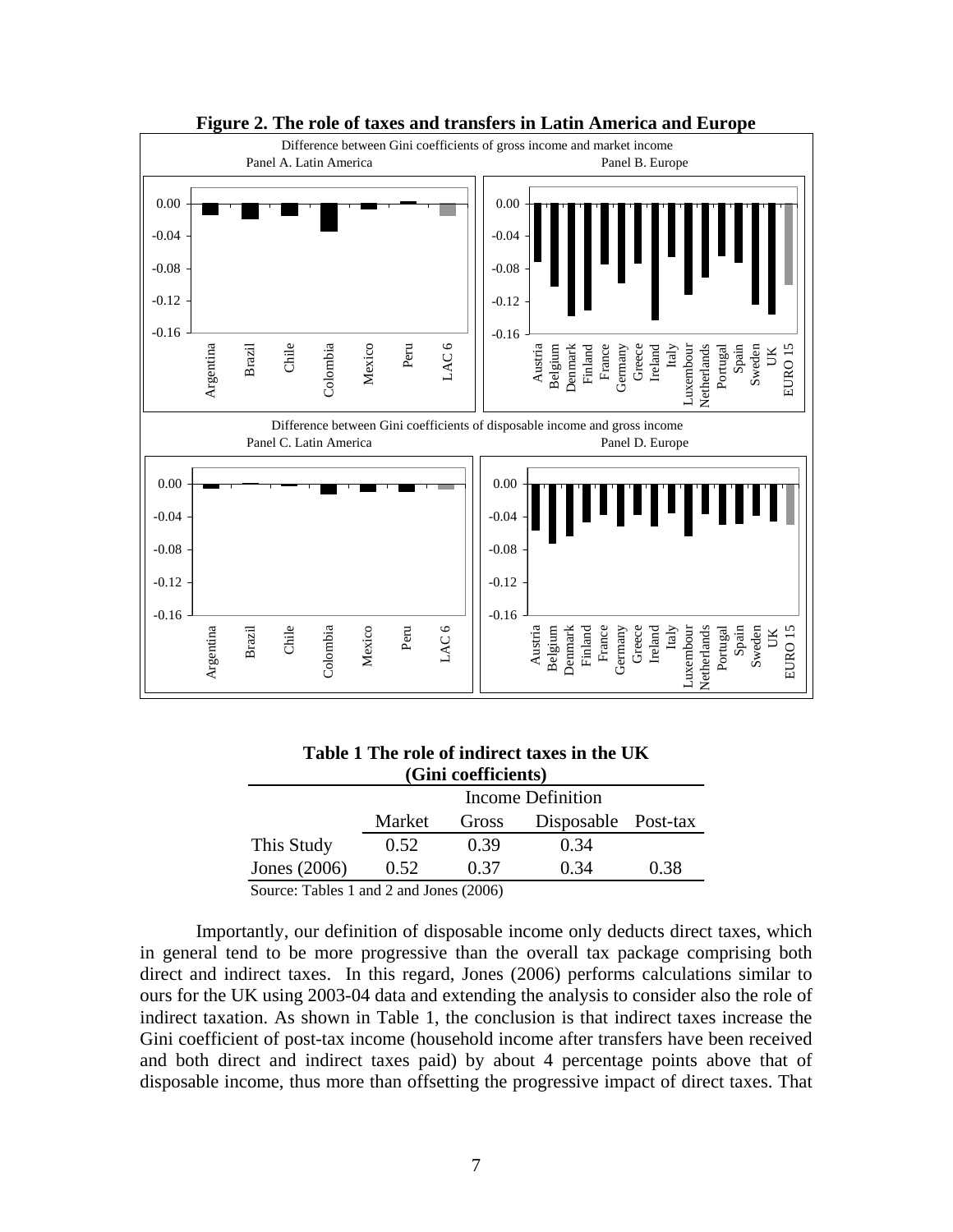**Figure 2. The role of taxes and transfers in Latin America and Europe**

Difference between Gini coefficients of gross income and market income

Panel A. Latin America — Panel B. Europe

Difference between Gini coefficients of disposable income and gross income

Panel C. Latin America — Panel D. Europe

**Table 1 The role of indirect taxes in the UK (Gini coefficients)**

| | Income Definition | | | |
|---|---|---|---|---|
| | Market | Gross | Disposable | Post-tax |
| This Study | 0.52 | 0.39 | 0.34 | |
| Jones (2006) | 0.52 | 0.37 | 0.34 | 0.38 |

Source: Tables 1 and 2 and Jones (2006)

Importantly, our definition of disposable income only deducts direct taxes, which in general tend to be more progressive than the overall tax package comprising both direct and indirect taxes. In this regard, Jones (2006) performs calculations similar to ours for the UK using 2003-04 data and extending the analysis to consider also the role of indirect taxation. As shown in Table 1, the conclusion is that indirect taxes increase the Gini coefficient of post-tax income (household income after transfers have been received and both direct and indirect taxes paid) by about 4 percentage points above that of disposable income, thus more than offsetting the progressive impact of direct taxes. That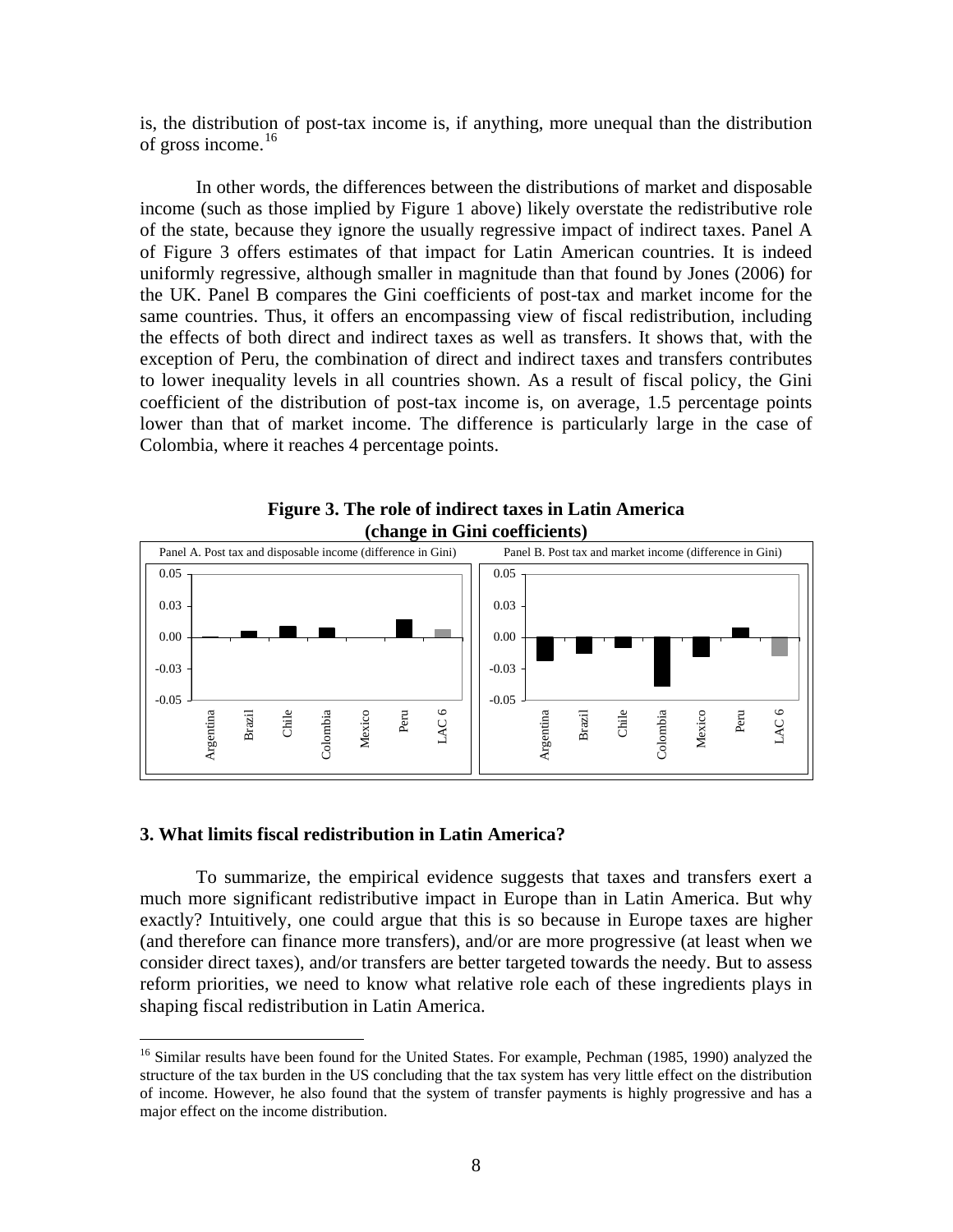is, the distribution of post-tax income is, if anything, more unequal than the distribution of gross income.[16]

In other words, the differences between the distributions of market and disposable income (such as those implied by Figure 1 above) likely overstate the redistributive role of the state, because they ignore the usually regressive impact of indirect taxes. Panel A of Figure 3 offers estimates of that impact for Latin American countries. It is indeed uniformly regressive, although smaller in magnitude than that found by Jones (2006) for the UK. Panel B compares the Gini coefficients of post-tax and market income for the same countries. Thus, it offers an encompassing view of fiscal redistribution, including the effects of both direct and indirect taxes as well as transfers. It shows that, with the exception of Peru, the combination of direct and indirect taxes and transfers contributes to lower inequality levels in all countries shown. As a result of fiscal policy, the Gini coefficient of the distribution of post-tax income is, on average, 1.5 percentage points lower than that of market income. The difference is particularly large in the case of Colombia, where it reaches 4 percentage points.

**Figure 3. The role of indirect taxes in Latin America (change in Gini coefficients)**

Panel A. Post tax and disposable income (difference in Gini)

Panel B. Post tax and market income (difference in Gini)

## 3. What limits fiscal redistribution in Latin America?

To summarize, the empirical evidence suggests that taxes and transfers exert a much more significant redistributive impact in Europe than in Latin America. But why exactly? Intuitively, one could argue that this is so because in Europe taxes are higher (and therefore can finance more transfers), and/or are more progressive (at least when we consider direct taxes), and/or transfers are better targeted towards the needy. But to assess reform priorities, we need to know what relative role each of these ingredients plays in shaping fiscal redistribution in Latin America.

[16] Similar results have been found for the United States. For example, Pechman (1985, 1990) analyzed the structure of the tax burden in the US concluding that the tax system has very little effect on the distribution of income. However, he also found that the system of transfer payments is highly progressive and has a major effect on the income distribution.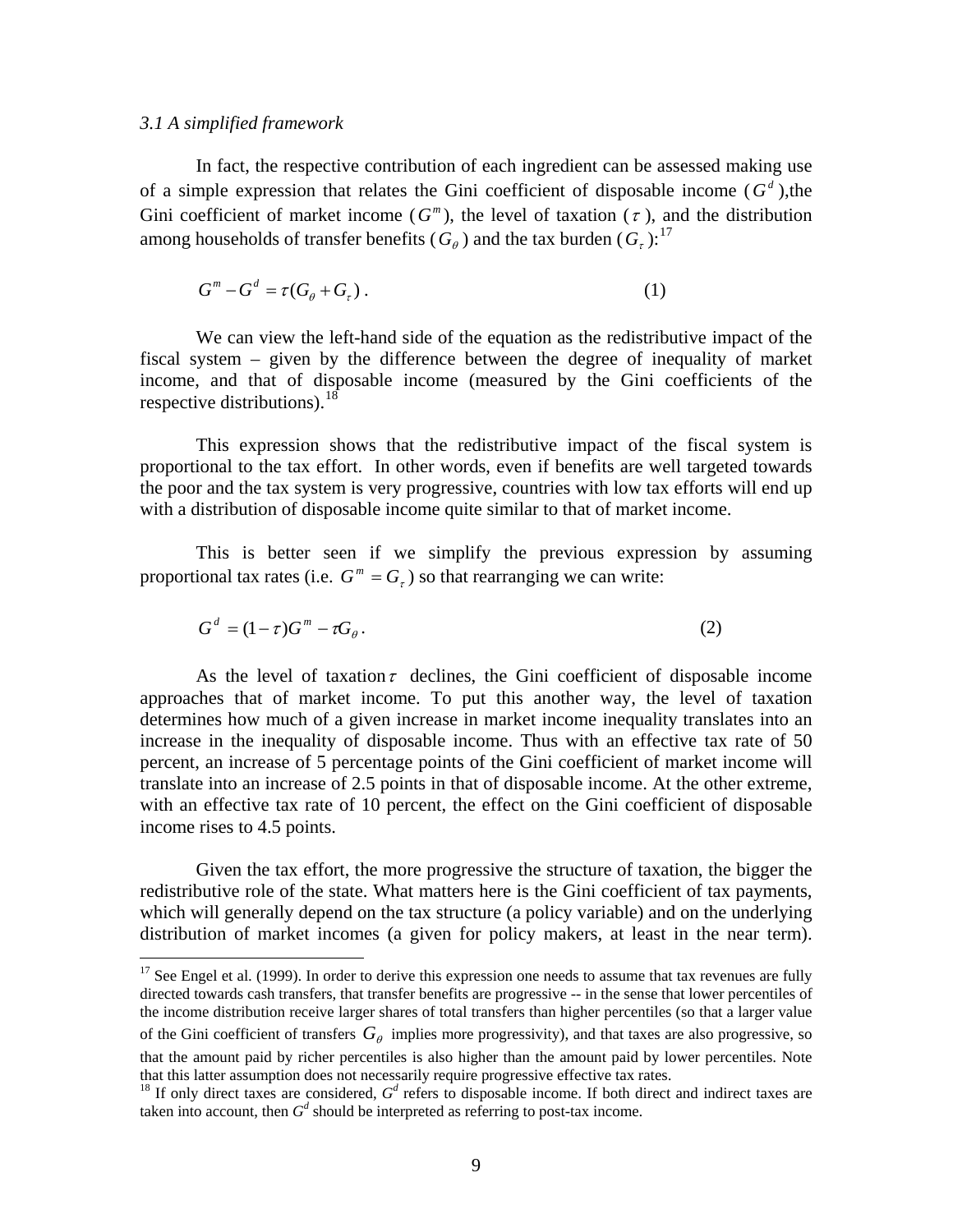### *3.1 A simplified framework*

In fact, the respective contribution of each ingredient can be assessed making use of a simple expression that relates the Gini coefficient of disposable income ($G^d$),the Gini coefficient of market income ($G^m$), the level of taxation ($\tau$), and the distribution among households of transfer benefits ($G_\theta$) and the tax burden ($G_\tau$):[17]

$$G^m - G^d = \tau(G_\theta + G_\tau) \,. \tag{1}$$

We can view the left-hand side of the equation as the redistributive impact of the fiscal system – given by the difference between the degree of inequality of market income, and that of disposable income (measured by the Gini coefficients of the respective distributions).[18]

This expression shows that the redistributive impact of the fiscal system is proportional to the tax effort. In other words, even if benefits are well targeted towards the poor and the tax system is very progressive, countries with low tax efforts will end up with a distribution of disposable income quite similar to that of market income.

This is better seen if we simplify the previous expression by assuming proportional tax rates (i.e. $G^m = G_\tau$) so that rearranging we can write:

$$G^d = (1-\tau)G^m - \tau G_\theta \,. \tag{2}$$

As the level of taxation $\tau$ declines, the Gini coefficient of disposable income approaches that of market income. To put this another way, the level of taxation determines how much of a given increase in market income inequality translates into an increase in the inequality of disposable income. Thus with an effective tax rate of 50 percent, an increase of 5 percentage points of the Gini coefficient of market income will translate into an increase of 2.5 points in that of disposable income. At the other extreme, with an effective tax rate of 10 percent, the effect on the Gini coefficient of disposable income rises to 4.5 points.

Given the tax effort, the more progressive the structure of taxation, the bigger the redistributive role of the state. What matters here is the Gini coefficient of tax payments, which will generally depend on the tax structure (a policy variable) and on the underlying distribution of market incomes (a given for policy makers, at least in the near term).

---

[17] See Engel et al. (1999). In order to derive this expression one needs to assume that tax revenues are fully directed towards cash transfers, that transfer benefits are progressive -- in the sense that lower percentiles of the income distribution receive larger shares of total transfers than higher percentiles (so that a larger value of the Gini coefficient of transfers $G_\theta$ implies more progressivity), and that taxes are also progressive, so that the amount paid by richer percentiles is also higher than the amount paid by lower percentiles. Note that this latter assumption does not necessarily require progressive effective tax rates.

[18] If only direct taxes are considered, $G^d$ refers to disposable income. If both direct and indirect taxes are taken into account, then $G^d$ should be interpreted as referring to post-tax income.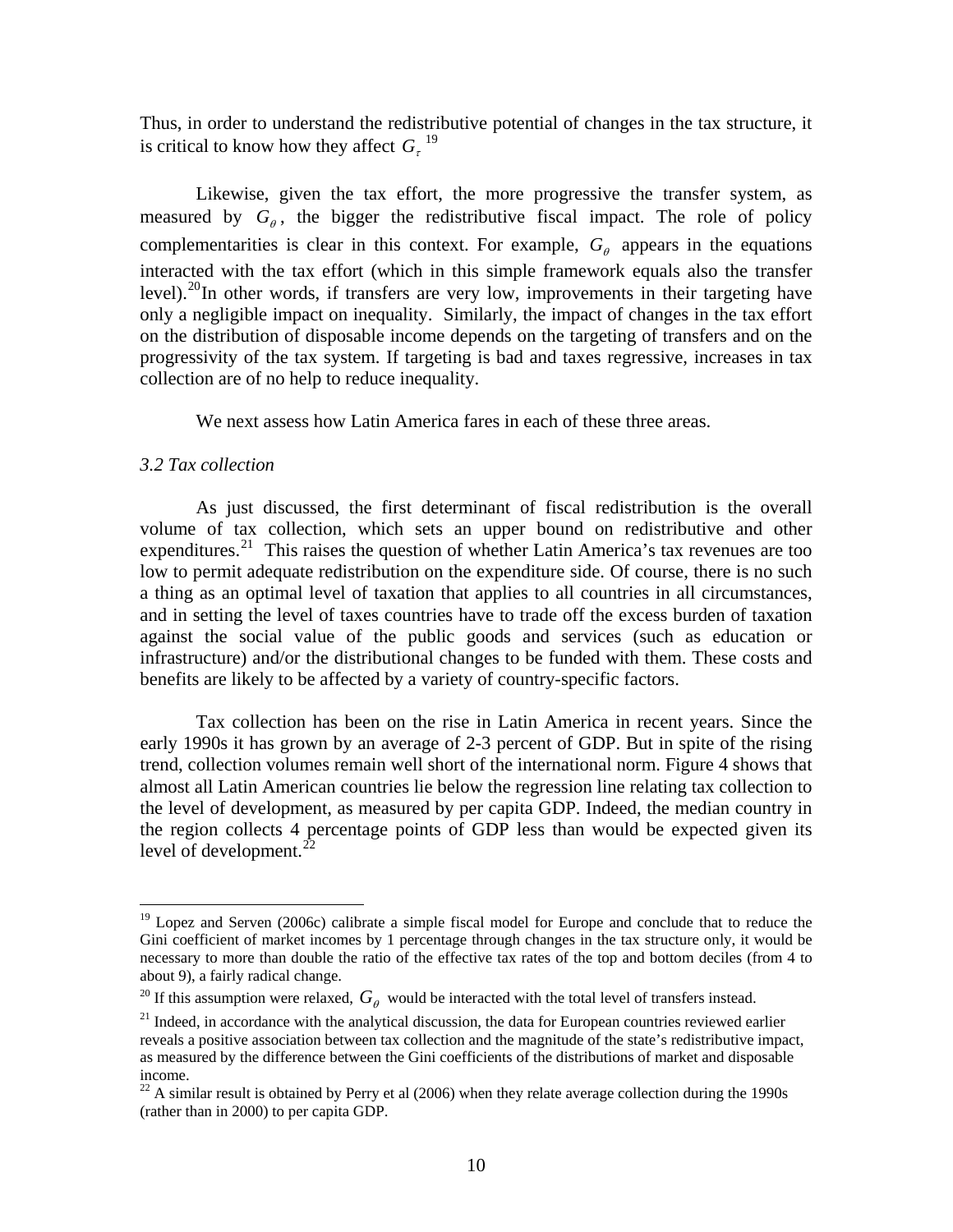Thus, in order to understand the redistributive potential of changes in the tax structure, it is critical to know how they affect $G_\tau$ [19]

Likewise, given the tax effort, the more progressive the transfer system, as measured by $G_\theta$, the bigger the redistributive fiscal impact. The role of policy complementarities is clear in this context. For example, $G_\theta$ appears in the equations interacted with the tax effort (which in this simple framework equals also the transfer level).[20] In other words, if transfers are very low, improvements in their targeting have only a negligible impact on inequality. Similarly, the impact of changes in the tax effort on the distribution of disposable income depends on the targeting of transfers and on the progressivity of the tax system. If targeting is bad and taxes regressive, increases in tax collection are of no help to reduce inequality.

We next assess how Latin America fares in each of these three areas.

*3.2 Tax collection*

As just discussed, the first determinant of fiscal redistribution is the overall volume of tax collection, which sets an upper bound on redistributive and other expenditures.[21] This raises the question of whether Latin America's tax revenues are too low to permit adequate redistribution on the expenditure side. Of course, there is no such a thing as an optimal level of taxation that applies to all countries in all circumstances, and in setting the level of taxes countries have to trade off the excess burden of taxation against the social value of the public goods and services (such as education or infrastructure) and/or the distributional changes to be funded with them. These costs and benefits are likely to be affected by a variety of country-specific factors.

Tax collection has been on the rise in Latin America in recent years. Since the early 1990s it has grown by an average of 2-3 percent of GDP. But in spite of the rising trend, collection volumes remain well short of the international norm. Figure 4 shows that almost all Latin American countries lie below the regression line relating tax collection to the level of development, as measured by per capita GDP. Indeed, the median country in the region collects 4 percentage points of GDP less than would be expected given its level of development.[22]

---

[19] Lopez and Serven (2006c) calibrate a simple fiscal model for Europe and conclude that to reduce the Gini coefficient of market incomes by 1 percentage through changes in the tax structure only, it would be necessary to more than double the ratio of the effective tax rates of the top and bottom deciles (from 4 to about 9), a fairly radical change.

[20] If this assumption were relaxed, $G_\theta$ would be interacted with the total level of transfers instead.

[21] Indeed, in accordance with the analytical discussion, the data for European countries reviewed earlier reveals a positive association between tax collection and the magnitude of the state's redistributive impact, as measured by the difference between the Gini coefficients of the distributions of market and disposable income.

[22] A similar result is obtained by Perry et al (2006) when they relate average collection during the 1990s (rather than in 2000) to per capita GDP.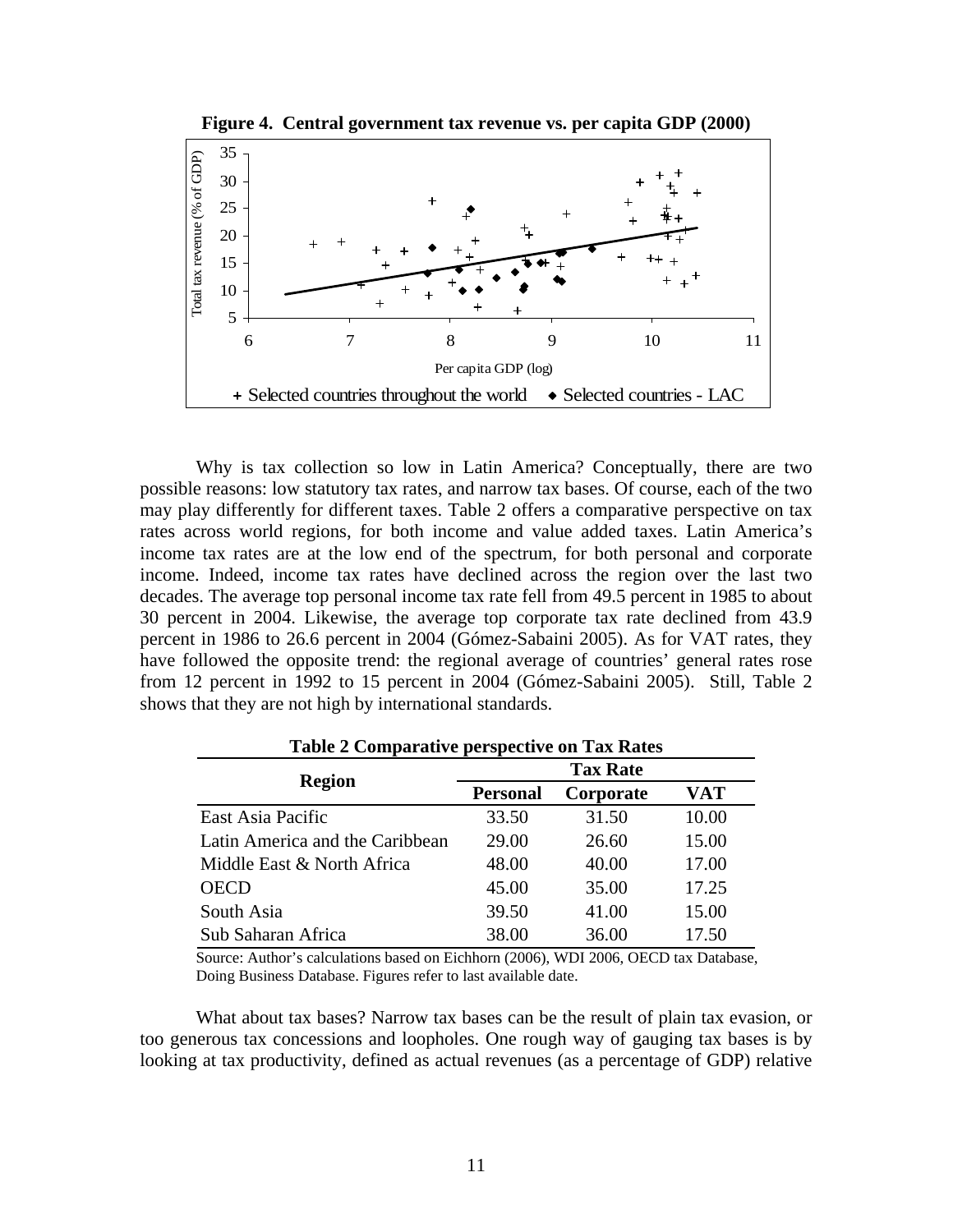**Figure 4. Central government tax revenue vs. per capita GDP (2000)**

Why is tax collection so low in Latin America? Conceptually, there are two possible reasons: low statutory tax rates, and narrow tax bases. Of course, each of the two may play differently for different taxes. Table 2 offers a comparative perspective on tax rates across world regions, for both income and value added taxes. Latin America's income tax rates are at the low end of the spectrum, for both personal and corporate income. Indeed, income tax rates have declined across the region over the last two decades. The average top personal income tax rate fell from 49.5 percent in 1985 to about 30 percent in 2004. Likewise, the average top corporate tax rate declined from 43.9 percent in 1986 to 26.6 percent in 2004 (Gómez-Sabaini 2005). As for VAT rates, they have followed the opposite trend: the regional average of countries' general rates rose from 12 percent in 1992 to 15 percent in 2004 (Gómez-Sabaini 2005). Still, Table 2 shows that they are not high by international standards.

**Table 2 Comparative perspective on Tax Rates**

| Region | Tax Rate | | |
|---|---|---|---|
| | **Personal** | **Corporate** | **VAT** |
| East Asia Pacific | 33.50 | 31.50 | 10.00 |
| Latin America and the Caribbean | 29.00 | 26.60 | 15.00 |
| Middle East & North Africa | 48.00 | 40.00 | 17.00 |
| OECD | 45.00 | 35.00 | 17.25 |
| South Asia | 39.50 | 41.00 | 15.00 |
| Sub Saharan Africa | 38.00 | 36.00 | 17.50 |

Source: Author's calculations based on Eichhorn (2006), WDI 2006, OECD tax Database, Doing Business Database. Figures refer to last available date.

What about tax bases? Narrow tax bases can be the result of plain tax evasion, or too generous tax concessions and loopholes. One rough way of gauging tax bases is by looking at tax productivity, defined as actual revenues (as a percentage of GDP) relative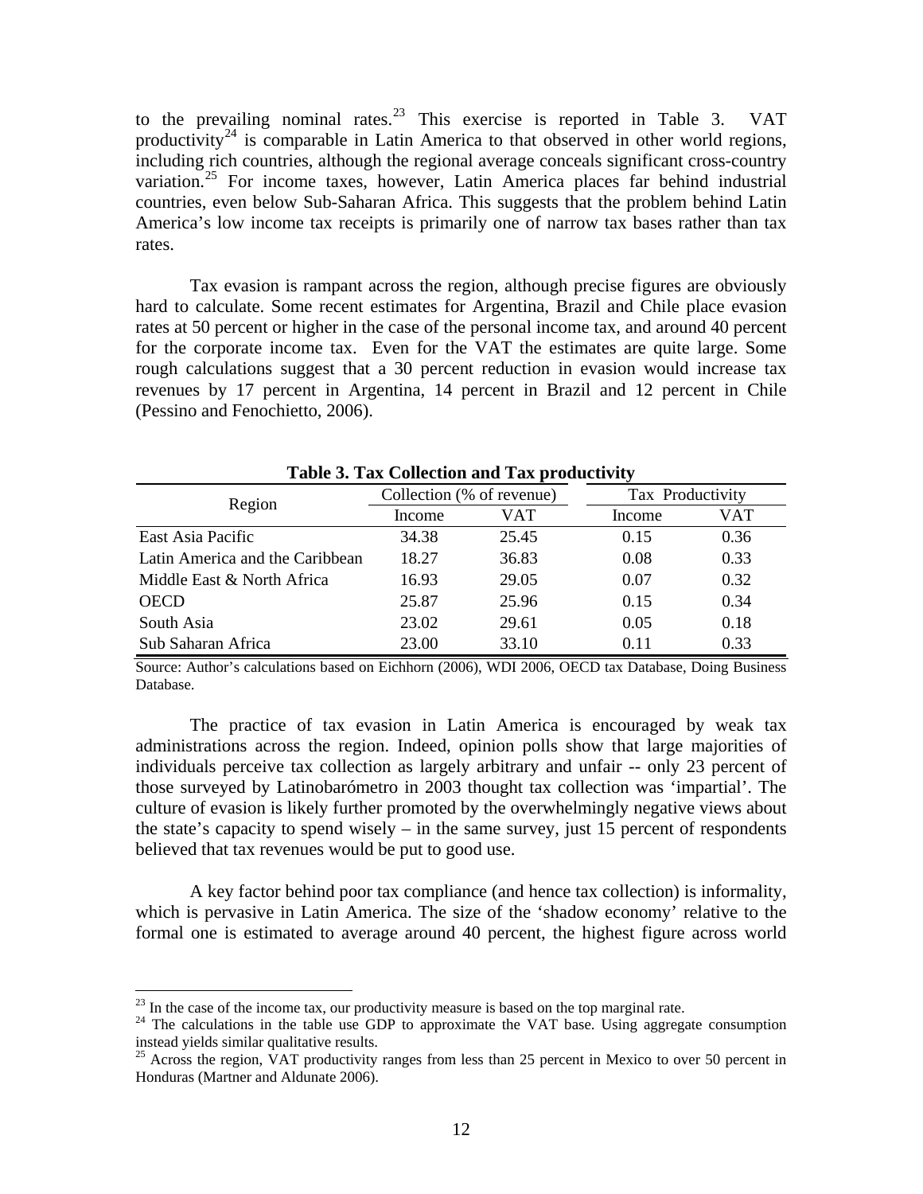to the prevailing nominal rates.[23] This exercise is reported in Table 3. VAT productivity[24] is comparable in Latin America to that observed in other world regions, including rich countries, although the regional average conceals significant cross-country variation.[25] For income taxes, however, Latin America places far behind industrial countries, even below Sub-Saharan Africa. This suggests that the problem behind Latin America's low income tax receipts is primarily one of narrow tax bases rather than tax rates.

Tax evasion is rampant across the region, although precise figures are obviously hard to calculate. Some recent estimates for Argentina, Brazil and Chile place evasion rates at 50 percent or higher in the case of the personal income tax, and around 40 percent for the corporate income tax. Even for the VAT the estimates are quite large. Some rough calculations suggest that a 30 percent reduction in evasion would increase tax revenues by 17 percent in Argentina, 14 percent in Brazil and 12 percent in Chile (Pessino and Fenochietto, 2006).

**Table 3. Tax Collection and Tax productivity**

| Region | Collection (% of revenue) | | Tax Productivity | |
|---|---|---|---|---|
| | Income | VAT | Income | VAT |
| East Asia Pacific | 34.38 | 25.45 | 0.15 | 0.36 |
| Latin America and the Caribbean | 18.27 | 36.83 | 0.08 | 0.33 |
| Middle East & North Africa | 16.93 | 29.05 | 0.07 | 0.32 |
| OECD | 25.87 | 25.96 | 0.15 | 0.34 |
| South Asia | 23.02 | 29.61 | 0.05 | 0.18 |
| Sub Saharan Africa | 23.00 | 33.10 | 0.11 | 0.33 |

Source: Author's calculations based on Eichhorn (2006), WDI 2006, OECD tax Database, Doing Business Database.

The practice of tax evasion in Latin America is encouraged by weak tax administrations across the region. Indeed, opinion polls show that large majorities of individuals perceive tax collection as largely arbitrary and unfair -- only 23 percent of those surveyed by Latinobarómetro in 2003 thought tax collection was 'impartial'. The culture of evasion is likely further promoted by the overwhelmingly negative views about the state's capacity to spend wisely – in the same survey, just 15 percent of respondents believed that tax revenues would be put to good use.

A key factor behind poor tax compliance (and hence tax collection) is informality, which is pervasive in Latin America. The size of the 'shadow economy' relative to the formal one is estimated to average around 40 percent, the highest figure across world

[23] In the case of the income tax, our productivity measure is based on the top marginal rate.

[24] The calculations in the table use GDP to approximate the VAT base. Using aggregate consumption instead yields similar qualitative results.

[25] Across the region, VAT productivity ranges from less than 25 percent in Mexico to over 50 percent in Honduras (Martner and Aldunate 2006).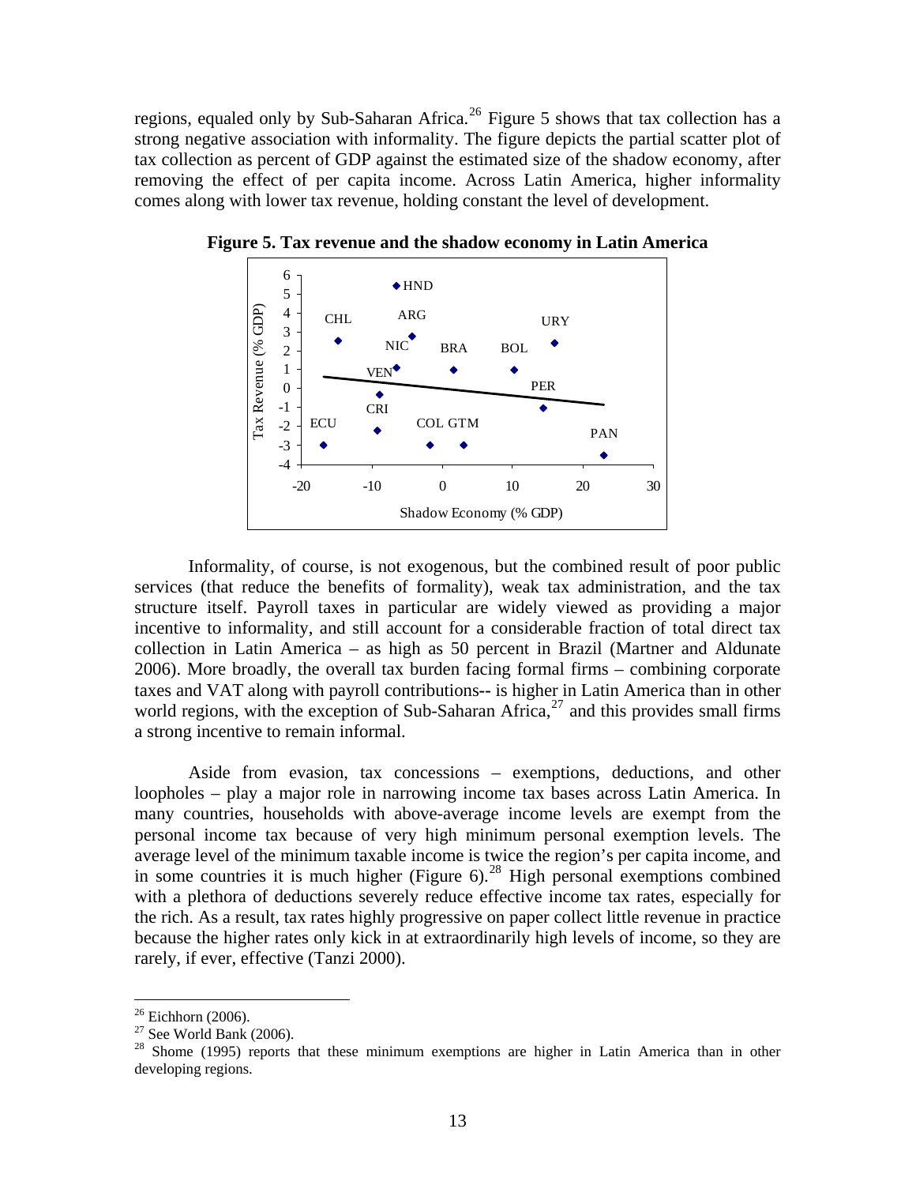regions, equaled only by Sub-Saharan Africa.[26] Figure 5 shows that tax collection has a strong negative association with informality. The figure depicts the partial scatter plot of tax collection as percent of GDP against the estimated size of the shadow economy, after removing the effect of per capita income. Across Latin America, higher informality comes along with lower tax revenue, holding constant the level of development.

**Figure 5. Tax revenue and the shadow economy in Latin America**

Informality, of course, is not exogenous, but the combined result of poor public services (that reduce the benefits of formality), weak tax administration, and the tax structure itself. Payroll taxes in particular are widely viewed as providing a major incentive to informality, and still account for a considerable fraction of total direct tax collection in Latin America – as high as 50 percent in Brazil (Martner and Aldunate 2006). More broadly, the overall tax burden facing formal firms – combining corporate taxes and VAT along with payroll contributions-- is higher in Latin America than in other world regions, with the exception of Sub-Saharan Africa,[27] and this provides small firms a strong incentive to remain informal.

Aside from evasion, tax concessions – exemptions, deductions, and other loopholes – play a major role in narrowing income tax bases across Latin America. In many countries, households with above-average income levels are exempt from the personal income tax because of very high minimum personal exemption levels. The average level of the minimum taxable income is twice the region's per capita income, and in some countries it is much higher (Figure 6).[28] High personal exemptions combined with a plethora of deductions severely reduce effective income tax rates, especially for the rich. As a result, tax rates highly progressive on paper collect little revenue in practice because the higher rates only kick in at extraordinarily high levels of income, so they are rarely, if ever, effective (Tanzi 2000).

---

[26] Eichhorn (2006).

[27] See World Bank (2006).

[28] Shome (1995) reports that these minimum exemptions are higher in Latin America than in other developing regions.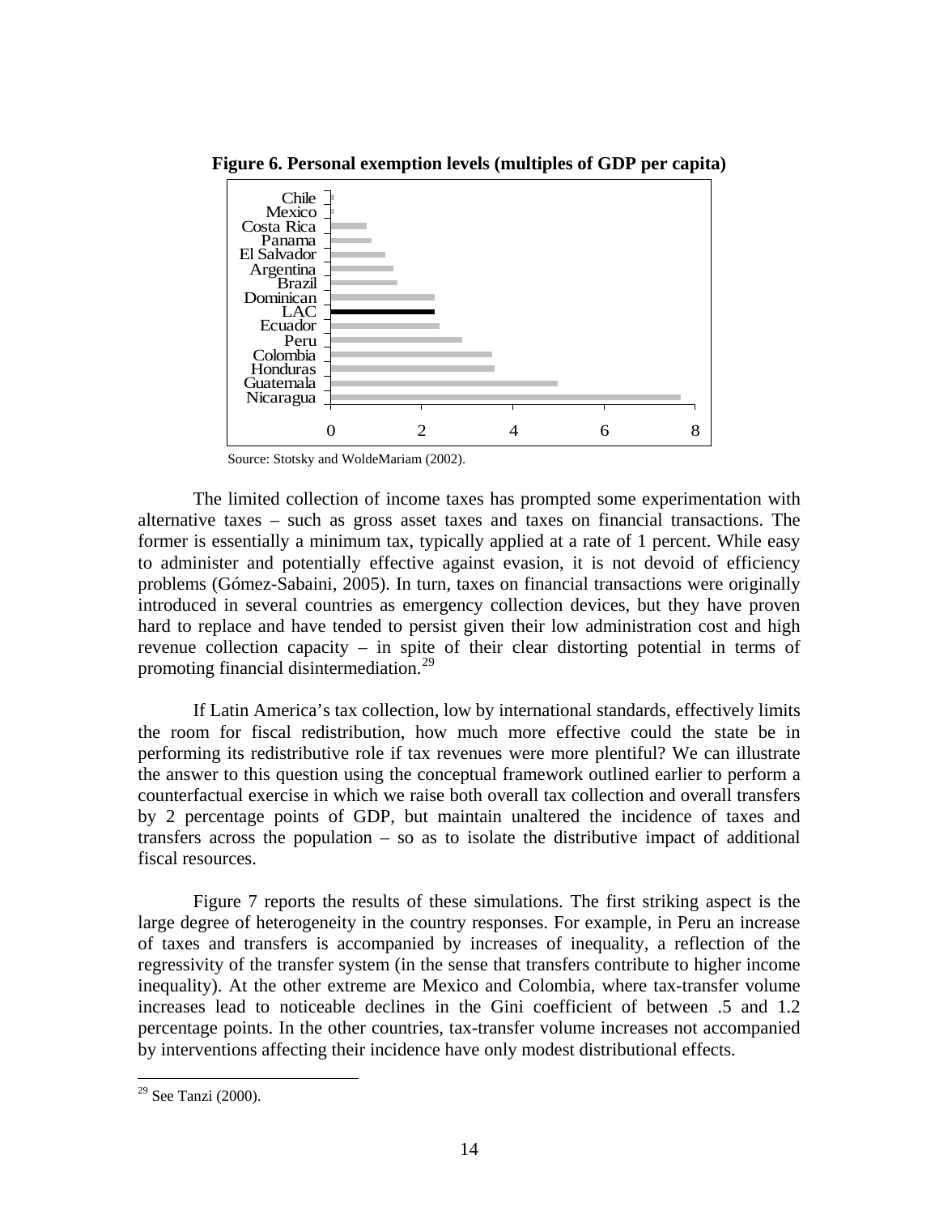**Figure 6. Personal exemption levels (multiples of GDP per capita)**

Source: Stotsky and WoldeMariam (2002).

The limited collection of income taxes has prompted some experimentation with alternative taxes – such as gross asset taxes and taxes on financial transactions. The former is essentially a minimum tax, typically applied at a rate of 1 percent. While easy to administer and potentially effective against evasion, it is not devoid of efficiency problems (Gómez-Sabaini, 2005). In turn, taxes on financial transactions were originally introduced in several countries as emergency collection devices, but they have proven hard to replace and have tended to persist given their low administration cost and high revenue collection capacity – in spite of their clear distorting potential in terms of promoting financial disintermediation.[29]

If Latin America's tax collection, low by international standards, effectively limits the room for fiscal redistribution, how much more effective could the state be in performing its redistributive role if tax revenues were more plentiful? We can illustrate the answer to this question using the conceptual framework outlined earlier to perform a counterfactual exercise in which we raise both overall tax collection and overall transfers by 2 percentage points of GDP, but maintain unaltered the incidence of taxes and transfers across the population – so as to isolate the distributive impact of additional fiscal resources.

Figure 7 reports the results of these simulations. The first striking aspect is the large degree of heterogeneity in the country responses. For example, in Peru an increase of taxes and transfers is accompanied by increases of inequality, a reflection of the regressivity of the transfer system (in the sense that transfers contribute to higher income inequality). At the other extreme are Mexico and Colombia, where tax-transfer volume increases lead to noticeable declines in the Gini coefficient of between .5 and 1.2 percentage points. In the other countries, tax-transfer volume increases not accompanied by interventions affecting their incidence have only modest distributional effects.

[29] See Tanzi (2000).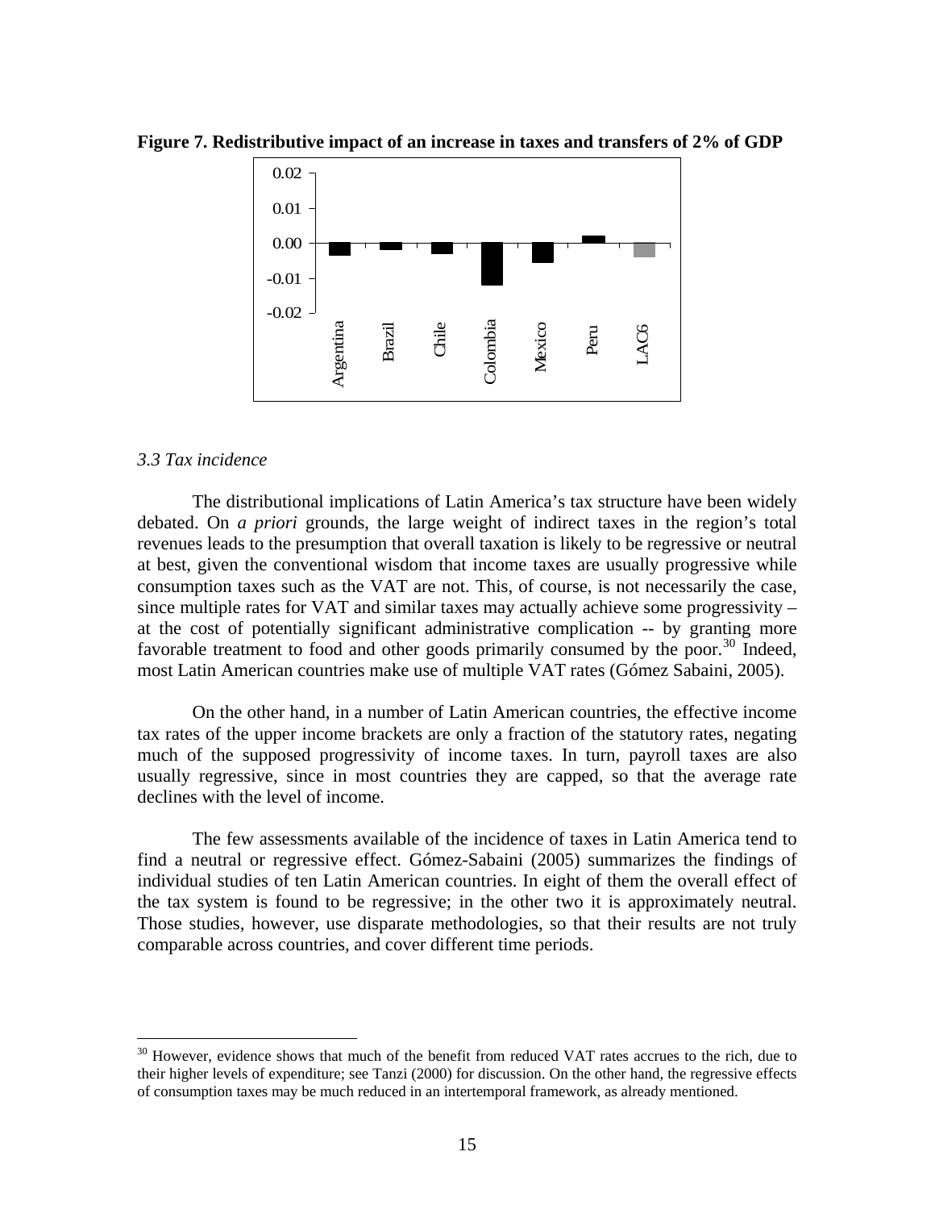**Figure 7. Redistributive impact of an increase in taxes and transfers of 2% of GDP**

### 3.3 Tax incidence

The distributional implications of Latin America's tax structure have been widely debated. On *a priori* grounds, the large weight of indirect taxes in the region's total revenues leads to the presumption that overall taxation is likely to be regressive or neutral at best, given the conventional wisdom that income taxes are usually progressive while consumption taxes such as the VAT are not. This, of course, is not necessarily the case, since multiple rates for VAT and similar taxes may actually achieve some progressivity – at the cost of potentially significant administrative complication -- by granting more favorable treatment to food and other goods primarily consumed by the poor.[30] Indeed, most Latin American countries make use of multiple VAT rates (Gómez Sabaini, 2005).

On the other hand, in a number of Latin American countries, the effective income tax rates of the upper income brackets are only a fraction of the statutory rates, negating much of the supposed progressivity of income taxes. In turn, payroll taxes are also usually regressive, since in most countries they are capped, so that the average rate declines with the level of income.

The few assessments available of the incidence of taxes in Latin America tend to find a neutral or regressive effect. Gómez-Sabaini (2005) summarizes the findings of individual studies of ten Latin American countries. In eight of them the overall effect of the tax system is found to be regressive; in the other two it is approximately neutral. Those studies, however, use disparate methodologies, so that their results are not truly comparable across countries, and cover different time periods.

---

[30] However, evidence shows that much of the benefit from reduced VAT rates accrues to the rich, due to their higher levels of expenditure; see Tanzi (2000) for discussion. On the other hand, the regressive effects of consumption taxes may be much reduced in an intertemporal framework, as already mentioned.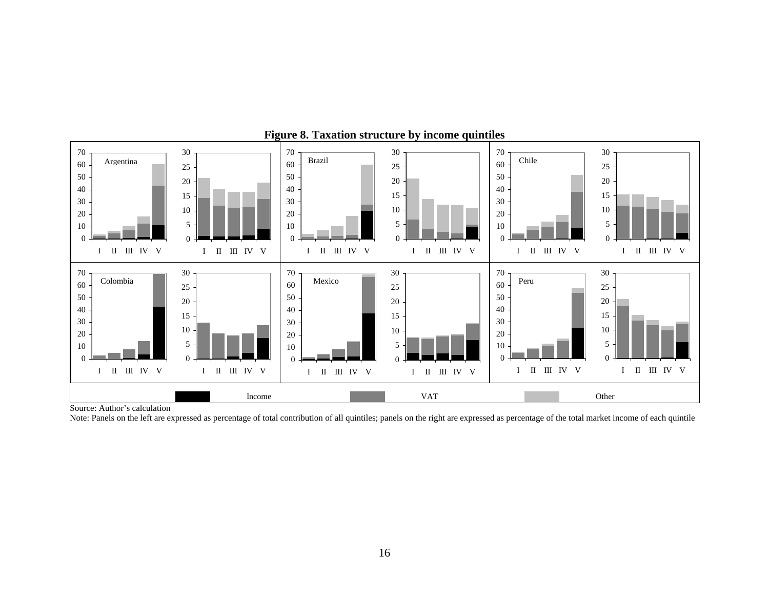**Figure 8. Taxation structure by income quintiles**

Source: Author's calculation

Note: Panels on the left are expressed as percentage of total contribution of all quintiles; panels on the right are expressed as percentage of the total market income of each quintile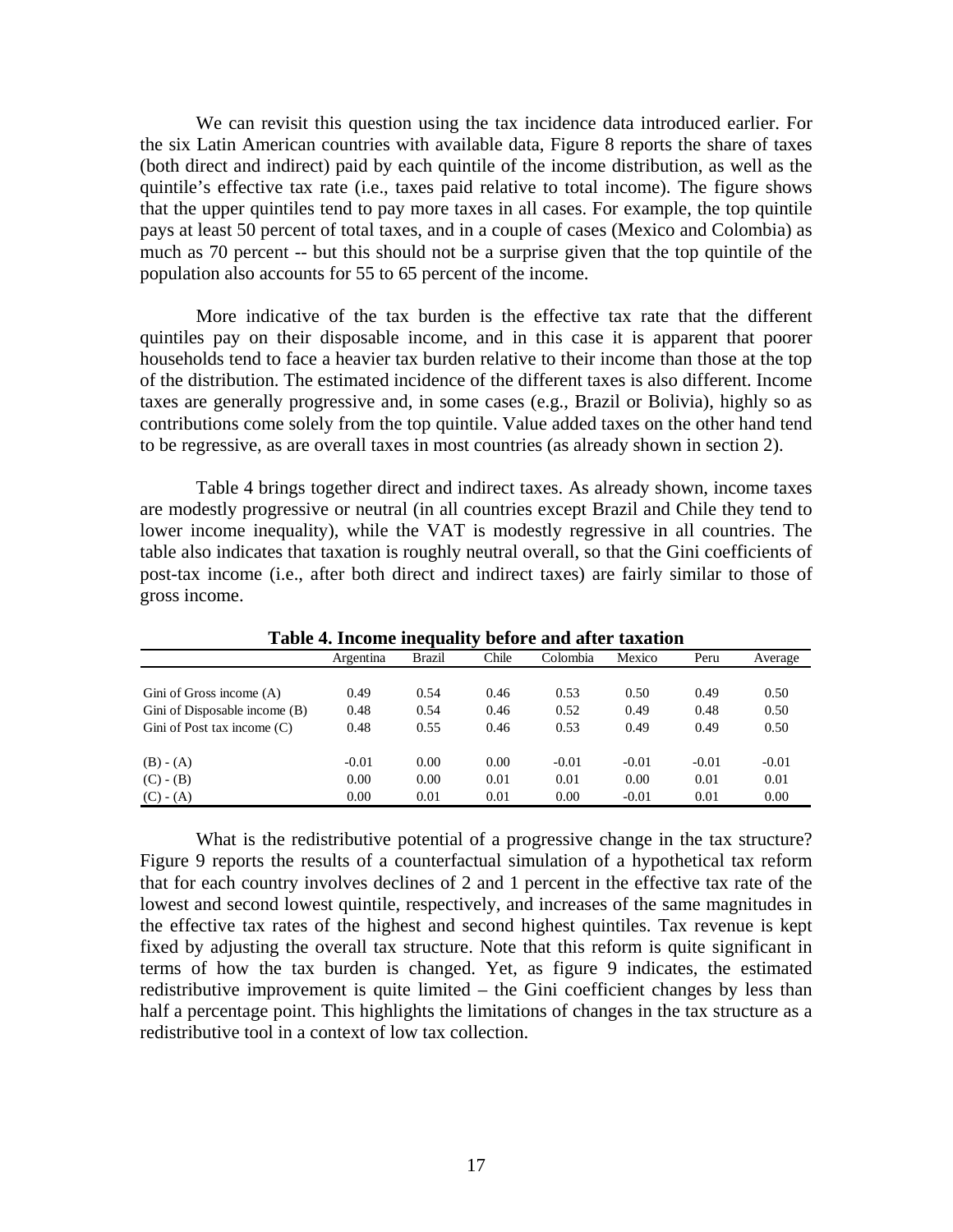We can revisit this question using the tax incidence data introduced earlier. For the six Latin American countries with available data, Figure 8 reports the share of taxes (both direct and indirect) paid by each quintile of the income distribution, as well as the quintile's effective tax rate (i.e., taxes paid relative to total income). The figure shows that the upper quintiles tend to pay more taxes in all cases. For example, the top quintile pays at least 50 percent of total taxes, and in a couple of cases (Mexico and Colombia) as much as 70 percent -- but this should not be a surprise given that the top quintile of the population also accounts for 55 to 65 percent of the income.

More indicative of the tax burden is the effective tax rate that the different quintiles pay on their disposable income, and in this case it is apparent that poorer households tend to face a heavier tax burden relative to their income than those at the top of the distribution. The estimated incidence of the different taxes is also different. Income taxes are generally progressive and, in some cases (e.g., Brazil or Bolivia), highly so as contributions come solely from the top quintile. Value added taxes on the other hand tend to be regressive, as are overall taxes in most countries (as already shown in section 2).

Table 4 brings together direct and indirect taxes. As already shown, income taxes are modestly progressive or neutral (in all countries except Brazil and Chile they tend to lower income inequality), while the VAT is modestly regressive in all countries. The table also indicates that taxation is roughly neutral overall, so that the Gini coefficients of post-tax income (i.e., after both direct and indirect taxes) are fairly similar to those of gross income.

**Table 4. Income inequality before and after taxation**

| | Argentina | Brazil | Chile | Colombia | Mexico | Peru | Average |
|---|---|---|---|---|---|---|---|
| Gini of Gross income (A) | 0.49 | 0.54 | 0.46 | 0.53 | 0.50 | 0.49 | 0.50 |
| Gini of Disposable income (B) | 0.48 | 0.54 | 0.46 | 0.52 | 0.49 | 0.48 | 0.50 |
| Gini of Post tax income (C) | 0.48 | 0.55 | 0.46 | 0.53 | 0.49 | 0.49 | 0.50 |
| (B) - (A) | -0.01 | 0.00 | 0.00 | -0.01 | -0.01 | -0.01 | -0.01 |
| (C) - (B) | 0.00 | 0.00 | 0.01 | 0.01 | 0.00 | 0.01 | 0.01 |
| (C) - (A) | 0.00 | 0.01 | 0.01 | 0.00 | -0.01 | 0.01 | 0.00 |

What is the redistributive potential of a progressive change in the tax structure? Figure 9 reports the results of a counterfactual simulation of a hypothetical tax reform that for each country involves declines of 2 and 1 percent in the effective tax rate of the lowest and second lowest quintile, respectively, and increases of the same magnitudes in the effective tax rates of the highest and second highest quintiles. Tax revenue is kept fixed by adjusting the overall tax structure. Note that this reform is quite significant in terms of how the tax burden is changed. Yet, as figure 9 indicates, the estimated redistributive improvement is quite limited – the Gini coefficient changes by less than half a percentage point. This highlights the limitations of changes in the tax structure as a redistributive tool in a context of low tax collection.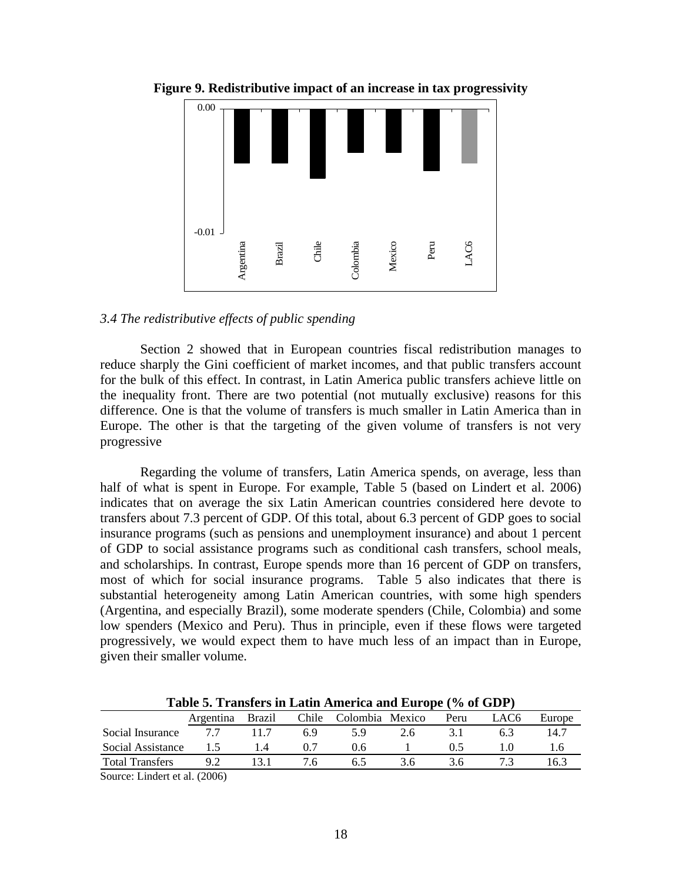**Figure 9. Redistributive impact of an increase in tax progressivity**

*3.4 The redistributive effects of public spending*

Section 2 showed that in European countries fiscal redistribution manages to reduce sharply the Gini coefficient of market incomes, and that public transfers account for the bulk of this effect. In contrast, in Latin America public transfers achieve little on the inequality front. There are two potential (not mutually exclusive) reasons for this difference. One is that the volume of transfers is much smaller in Latin America than in Europe. The other is that the targeting of the given volume of transfers is not very progressive

Regarding the volume of transfers, Latin America spends, on average, less than half of what is spent in Europe. For example, Table 5 (based on Lindert et al. 2006) indicates that on average the six Latin American countries considered here devote to transfers about 7.3 percent of GDP. Of this total, about 6.3 percent of GDP goes to social insurance programs (such as pensions and unemployment insurance) and about 1 percent of GDP to social assistance programs such as conditional cash transfers, school meals, and scholarships. In contrast, Europe spends more than 16 percent of GDP on transfers, most of which for social insurance programs. Table 5 also indicates that there is substantial heterogeneity among Latin American countries, with some high spenders (Argentina, and especially Brazil), some moderate spenders (Chile, Colombia) and some low spenders (Mexico and Peru). Thus in principle, even if these flows were targeted progressively, we would expect them to have much less of an impact than in Europe, given their smaller volume.

**Table 5. Transfers in Latin America and Europe (% of GDP)**

| | Argentina | Brazil | Chile | Colombia | Mexico | Peru | LAC6 | Europe |
|---|---|---|---|---|---|---|---|---|
| Social Insurance | 7.7 | 11.7 | 6.9 | 5.9 | 2.6 | 3.1 | 6.3 | 14.7 |
| Social Assistance | 1.5 | 1.4 | 0.7 | 0.6 | 1 | 0.5 | 1.0 | 1.6 |
| Total Transfers | 9.2 | 13.1 | 7.6 | 6.5 | 3.6 | 3.6 | 7.3 | 16.3 |

Source: Lindert et al. (2006)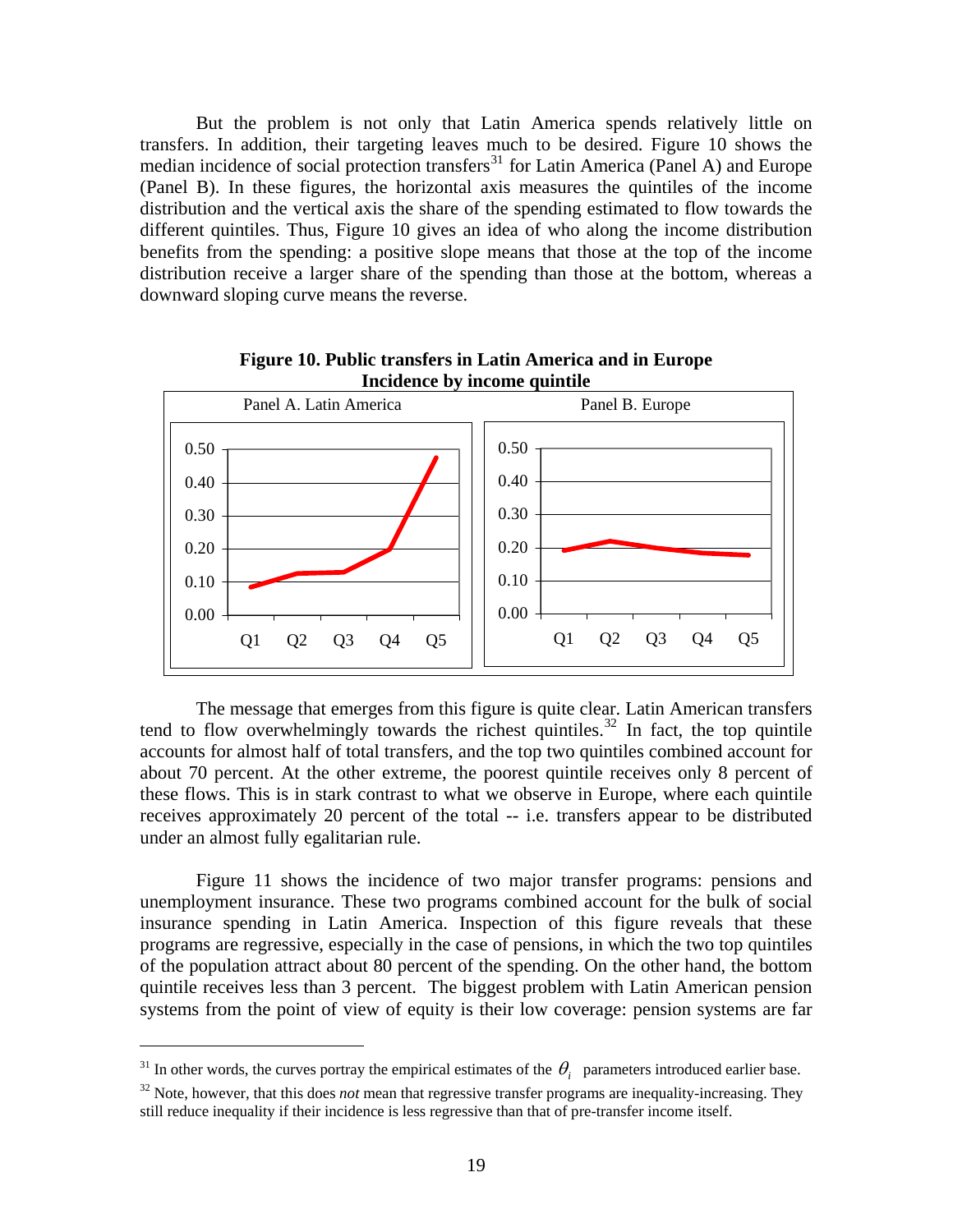But the problem is not only that Latin America spends relatively little on transfers. In addition, their targeting leaves much to be desired. Figure 10 shows the median incidence of social protection transfers[31] for Latin America (Panel A) and Europe (Panel B). In these figures, the horizontal axis measures the quintiles of the income distribution and the vertical axis the share of the spending estimated to flow towards the different quintiles. Thus, Figure 10 gives an idea of who along the income distribution benefits from the spending: a positive slope means that those at the top of the income distribution receive a larger share of the spending than those at the bottom, whereas a downward sloping curve means the reverse.

**Figure 10. Public transfers in Latin America and in Europe**
**Incidence by income quintile**

Panel A. Latin America | Panel B. Europe

The message that emerges from this figure is quite clear. Latin American transfers tend to flow overwhelmingly towards the richest quintiles.[32] In fact, the top quintile accounts for almost half of total transfers, and the top two quintiles combined account for about 70 percent. At the other extreme, the poorest quintile receives only 8 percent of these flows. This is in stark contrast to what we observe in Europe, where each quintile receives approximately 20 percent of the total -- i.e. transfers appear to be distributed under an almost fully egalitarian rule.

Figure 11 shows the incidence of two major transfer programs: pensions and unemployment insurance. These two programs combined account for the bulk of social insurance spending in Latin America. Inspection of this figure reveals that these programs are regressive, especially in the case of pensions, in which the two top quintiles of the population attract about 80 percent of the spending. On the other hand, the bottom quintile receives less than 3 percent. The biggest problem with Latin American pension systems from the point of view of equity is their low coverage: pension systems are far

---

[31] In other words, the curves portray the empirical estimates of the $\theta_i$ parameters introduced earlier base.

[32] Note, however, that this does *not* mean that regressive transfer programs are inequality-increasing. They still reduce inequality if their incidence is less regressive than that of pre-transfer income itself.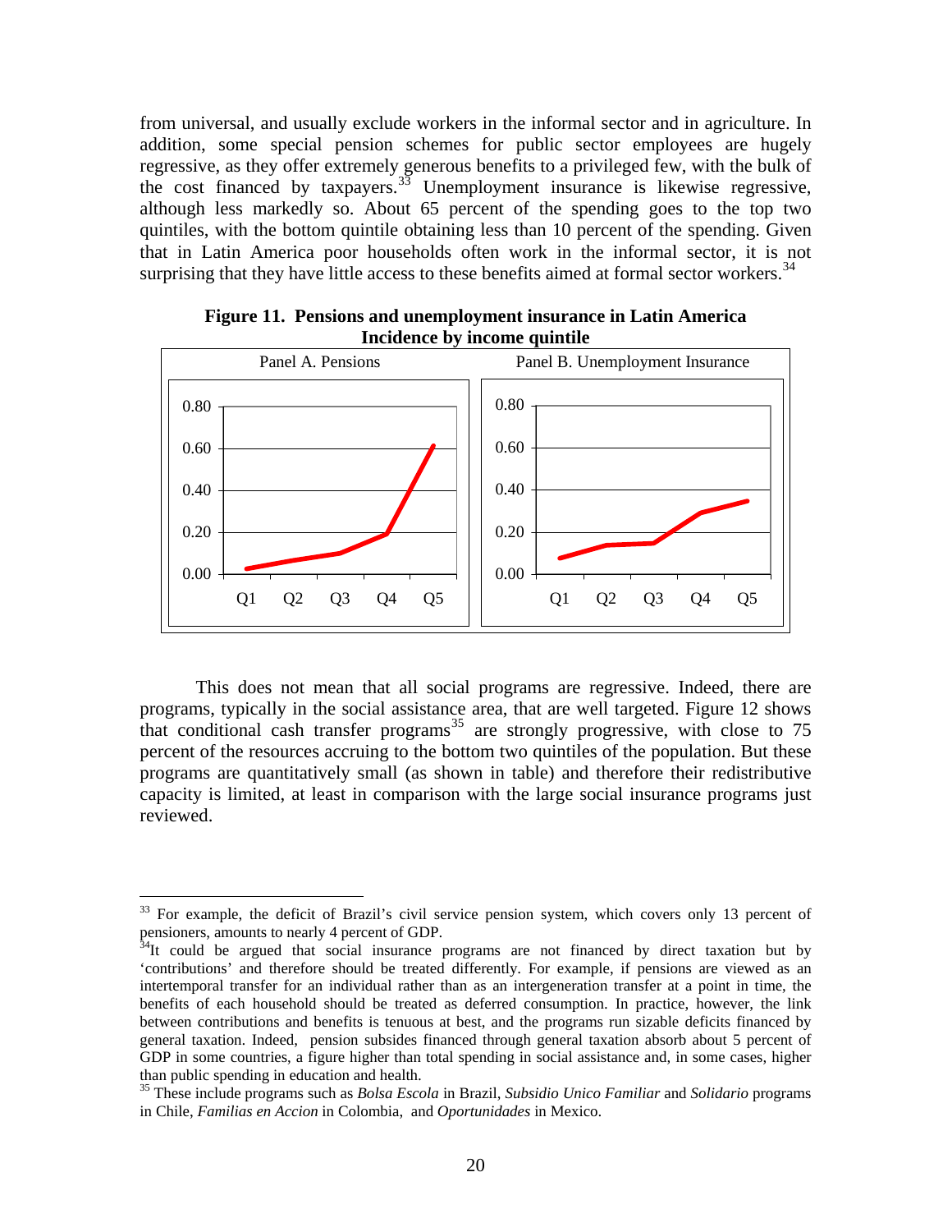from universal, and usually exclude workers in the informal sector and in agriculture. In addition, some special pension schemes for public sector employees are hugely regressive, as they offer extremely generous benefits to a privileged few, with the bulk of the cost financed by taxpayers.[33] Unemployment insurance is likewise regressive, although less markedly so. About 65 percent of the spending goes to the top two quintiles, with the bottom quintile obtaining less than 10 percent of the spending. Given that in Latin America poor households often work in the informal sector, it is not surprising that they have little access to these benefits aimed at formal sector workers.[34]

**Figure 11. Pensions and unemployment insurance in Latin America Incidence by income quintile**

Panel A. Pensions | Panel B. Unemployment Insurance

This does not mean that all social programs are regressive. Indeed, there are programs, typically in the social assistance area, that are well targeted. Figure 12 shows that conditional cash transfer programs[35] are strongly progressive, with close to 75 percent of the resources accruing to the bottom two quintiles of the population. But these programs are quantitatively small (as shown in table) and therefore their redistributive capacity is limited, at least in comparison with the large social insurance programs just reviewed.

---

[33] For example, the deficit of Brazil's civil service pension system, which covers only 13 percent of pensioners, amounts to nearly 4 percent of GDP.

[34] It could be argued that social insurance programs are not financed by direct taxation but by 'contributions' and therefore should be treated differently. For example, if pensions are viewed as an intertemporal transfer for an individual rather than as an intergeneration transfer at a point in time, the benefits of each household should be treated as deferred consumption. In practice, however, the link between contributions and benefits is tenuous at best, and the programs run sizable deficits financed by general taxation. Indeed, pension subsides financed through general taxation absorb about 5 percent of GDP in some countries, a figure higher than total spending in social assistance and, in some cases, higher than public spending in education and health.

[35] These include programs such as *Bolsa Escola* in Brazil, *Subsidio Unico Familiar* and *Solidario* programs in Chile, *Familias en Accion* in Colombia, and *Oportunidades* in Mexico.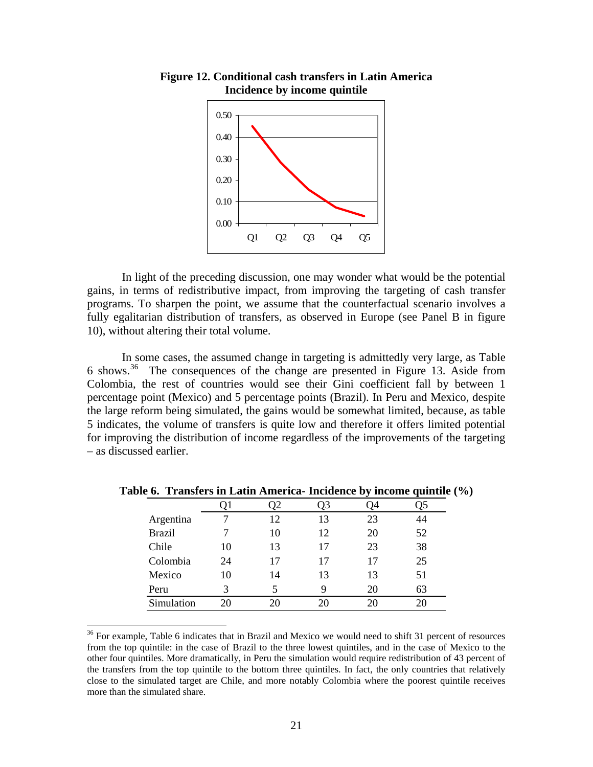**Figure 12. Conditional cash transfers in Latin America**
**Incidence by income quintile**

In light of the preceding discussion, one may wonder what would be the potential gains, in terms of redistributive impact, from improving the targeting of cash transfer programs. To sharpen the point, we assume that the counterfactual scenario involves a fully egalitarian distribution of transfers, as observed in Europe (see Panel B in figure 10), without altering their total volume.

In some cases, the assumed change in targeting is admittedly very large, as Table 6 shows.[36] The consequences of the change are presented in Figure 13. Aside from Colombia, the rest of countries would see their Gini coefficient fall by between 1 percentage point (Mexico) and 5 percentage points (Brazil). In Peru and Mexico, despite the large reform being simulated, the gains would be somewhat limited, because, as table 5 indicates, the volume of transfers is quite low and therefore it offers limited potential for improving the distribution of income regardless of the improvements of the targeting – as discussed earlier.

**Table 6. Transfers in Latin America- Incidence by income quintile (%)**

| | Q1 | Q2 | Q3 | Q4 | Q5 |
|---|---|---|---|---|---|
| Argentina | 7 | 12 | 13 | 23 | 44 |
| Brazil | 7 | 10 | 12 | 20 | 52 |
| Chile | 10 | 13 | 17 | 23 | 38 |
| Colombia | 24 | 17 | 17 | 17 | 25 |
| Mexico | 10 | 14 | 13 | 13 | 51 |
| Peru | 3 | 5 | 9 | 20 | 63 |
| Simulation | 20 | 20 | 20 | 20 | 20 |

[36] For example, Table 6 indicates that in Brazil and Mexico we would need to shift 31 percent of resources from the top quintile: in the case of Brazil to the three lowest quintiles, and in the case of Mexico to the other four quintiles. More dramatically, in Peru the simulation would require redistribution of 43 percent of the transfers from the top quintile to the bottom three quintiles. In fact, the only countries that relatively close to the simulated target are Chile, and more notably Colombia where the poorest quintile receives more than the simulated share.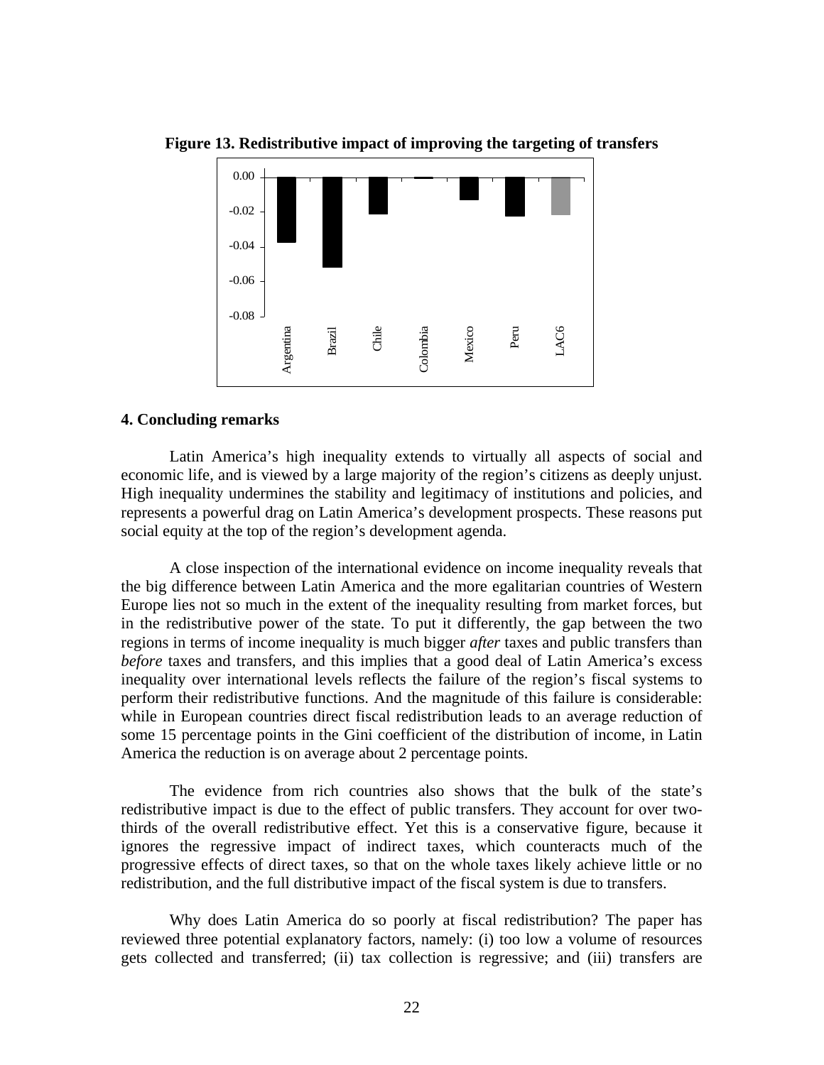**Figure 13. Redistributive impact of improving the targeting of transfers**

## 4. Concluding remarks

Latin America's high inequality extends to virtually all aspects of social and economic life, and is viewed by a large majority of the region's citizens as deeply unjust. High inequality undermines the stability and legitimacy of institutions and policies, and represents a powerful drag on Latin America's development prospects. These reasons put social equity at the top of the region's development agenda.

A close inspection of the international evidence on income inequality reveals that the big difference between Latin America and the more egalitarian countries of Western Europe lies not so much in the extent of the inequality resulting from market forces, but in the redistributive power of the state. To put it differently, the gap between the two regions in terms of income inequality is much bigger *after* taxes and public transfers than *before* taxes and transfers, and this implies that a good deal of Latin America's excess inequality over international levels reflects the failure of the region's fiscal systems to perform their redistributive functions. And the magnitude of this failure is considerable: while in European countries direct fiscal redistribution leads to an average reduction of some 15 percentage points in the Gini coefficient of the distribution of income, in Latin America the reduction is on average about 2 percentage points.

The evidence from rich countries also shows that the bulk of the state's redistributive impact is due to the effect of public transfers. They account for over two-thirds of the overall redistributive effect. Yet this is a conservative figure, because it ignores the regressive impact of indirect taxes, which counteracts much of the progressive effects of direct taxes, so that on the whole taxes likely achieve little or no redistribution, and the full distributive impact of the fiscal system is due to transfers.

Why does Latin America do so poorly at fiscal redistribution? The paper has reviewed three potential explanatory factors, namely: (i) too low a volume of resources gets collected and transferred; (ii) tax collection is regressive; and (iii) transfers are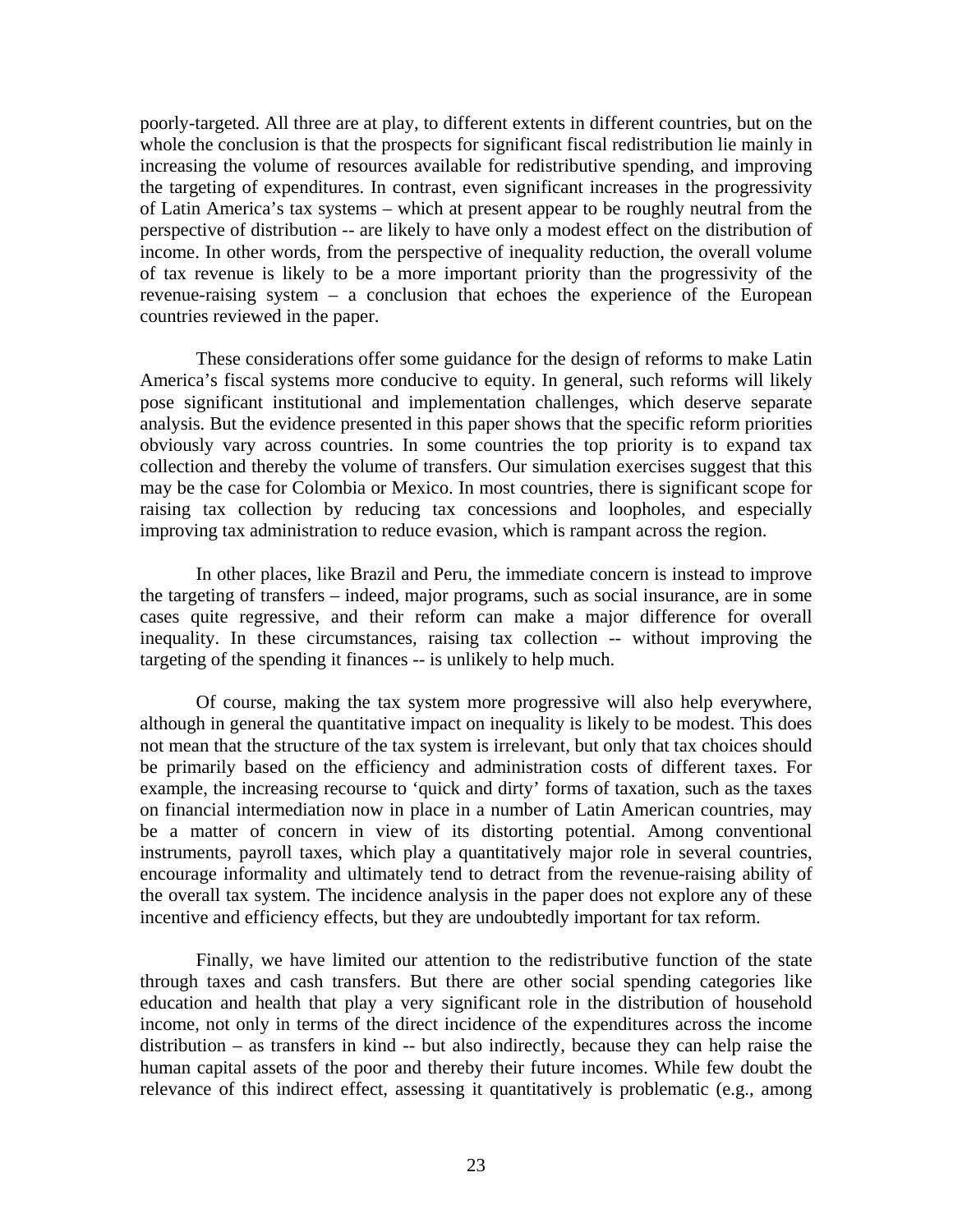poorly-targeted. All three are at play, to different extents in different countries, but on the whole the conclusion is that the prospects for significant fiscal redistribution lie mainly in increasing the volume of resources available for redistributive spending, and improving the targeting of expenditures. In contrast, even significant increases in the progressivity of Latin America's tax systems – which at present appear to be roughly neutral from the perspective of distribution -- are likely to have only a modest effect on the distribution of income. In other words, from the perspective of inequality reduction, the overall volume of tax revenue is likely to be a more important priority than the progressivity of the revenue-raising system – a conclusion that echoes the experience of the European countries reviewed in the paper.

These considerations offer some guidance for the design of reforms to make Latin America's fiscal systems more conducive to equity. In general, such reforms will likely pose significant institutional and implementation challenges, which deserve separate analysis. But the evidence presented in this paper shows that the specific reform priorities obviously vary across countries. In some countries the top priority is to expand tax collection and thereby the volume of transfers. Our simulation exercises suggest that this may be the case for Colombia or Mexico. In most countries, there is significant scope for raising tax collection by reducing tax concessions and loopholes, and especially improving tax administration to reduce evasion, which is rampant across the region.

In other places, like Brazil and Peru, the immediate concern is instead to improve the targeting of transfers – indeed, major programs, such as social insurance, are in some cases quite regressive, and their reform can make a major difference for overall inequality. In these circumstances, raising tax collection -- without improving the targeting of the spending it finances -- is unlikely to help much.

Of course, making the tax system more progressive will also help everywhere, although in general the quantitative impact on inequality is likely to be modest. This does not mean that the structure of the tax system is irrelevant, but only that tax choices should be primarily based on the efficiency and administration costs of different taxes. For example, the increasing recourse to 'quick and dirty' forms of taxation, such as the taxes on financial intermediation now in place in a number of Latin American countries, may be a matter of concern in view of its distorting potential. Among conventional instruments, payroll taxes, which play a quantitatively major role in several countries, encourage informality and ultimately tend to detract from the revenue-raising ability of the overall tax system. The incidence analysis in the paper does not explore any of these incentive and efficiency effects, but they are undoubtedly important for tax reform.

Finally, we have limited our attention to the redistributive function of the state through taxes and cash transfers. But there are other social spending categories like education and health that play a very significant role in the distribution of household income, not only in terms of the direct incidence of the expenditures across the income distribution – as transfers in kind -- but also indirectly, because they can help raise the human capital assets of the poor and thereby their future incomes. While few doubt the relevance of this indirect effect, assessing it quantitatively is problematic (e.g., among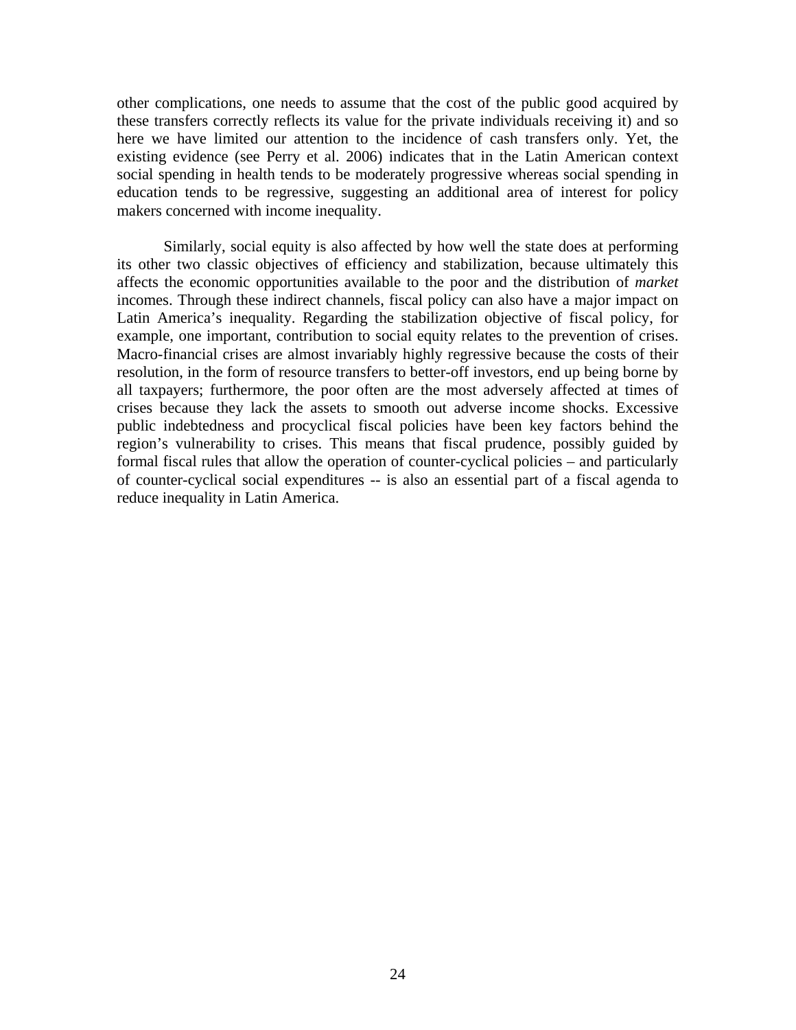other complications, one needs to assume that the cost of the public good acquired by these transfers correctly reflects its value for the private individuals receiving it) and so here we have limited our attention to the incidence of cash transfers only. Yet, the existing evidence (see Perry et al. 2006) indicates that in the Latin American context social spending in health tends to be moderately progressive whereas social spending in education tends to be regressive, suggesting an additional area of interest for policy makers concerned with income inequality.

Similarly, social equity is also affected by how well the state does at performing its other two classic objectives of efficiency and stabilization, because ultimately this affects the economic opportunities available to the poor and the distribution of *market* incomes. Through these indirect channels, fiscal policy can also have a major impact on Latin America's inequality. Regarding the stabilization objective of fiscal policy, for example, one important, contribution to social equity relates to the prevention of crises. Macro-financial crises are almost invariably highly regressive because the costs of their resolution, in the form of resource transfers to better-off investors, end up being borne by all taxpayers; furthermore, the poor often are the most adversely affected at times of crises because they lack the assets to smooth out adverse income shocks. Excessive public indebtedness and procyclical fiscal policies have been key factors behind the region's vulnerability to crises. This means that fiscal prudence, possibly guided by formal fiscal rules that allow the operation of counter-cyclical policies – and particularly of counter-cyclical social expenditures -- is also an essential part of a fiscal agenda to reduce inequality in Latin America.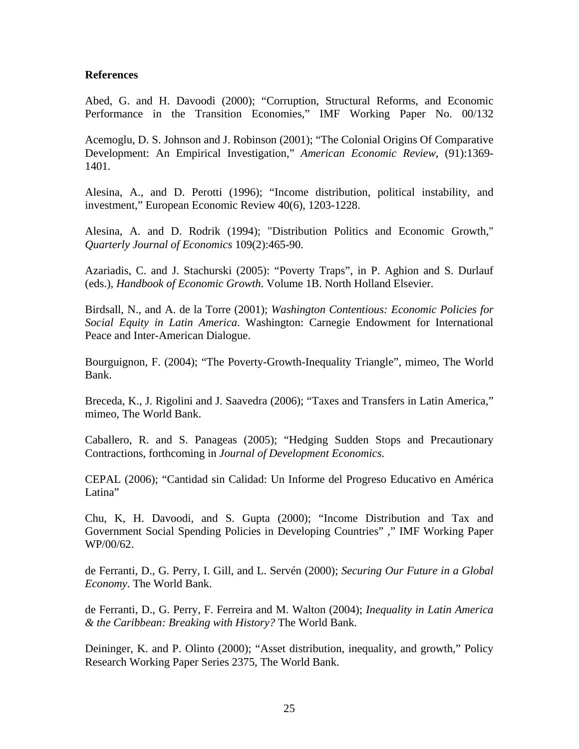**References**

Abed, G. and H. Davoodi (2000); "Corruption, Structural Reforms, and Economic Performance in the Transition Economies," IMF Working Paper No. 00/132

Acemoglu, D. S. Johnson and J. Robinson (2001); "The Colonial Origins Of Comparative Development: An Empirical Investigation," *American Economic Review*, (91):1369-1401.

Alesina, A., and D. Perotti (1996); "Income distribution, political instability, and investment," European Economic Review 40(6), 1203-1228.

Alesina, A. and D. Rodrik (1994); "Distribution Politics and Economic Growth," *Quarterly Journal of Economics* 109(2):465-90.

Azariadis, C. and J. Stachurski (2005): "Poverty Traps", in P. Aghion and S. Durlauf (eds.), *Handbook of Economic Growth*. Volume 1B. North Holland Elsevier.

Birdsall, N., and A. de la Torre (2001); *Washington Contentious: Economic Policies for Social Equity in Latin America*. Washington: Carnegie Endowment for International Peace and Inter-American Dialogue.

Bourguignon, F. (2004); "The Poverty-Growth-Inequality Triangle", mimeo, The World Bank.

Breceda, K., J. Rigolini and J. Saavedra (2006); "Taxes and Transfers in Latin America," mimeo, The World Bank.

Caballero, R. and S. Panageas (2005); "Hedging Sudden Stops and Precautionary Contractions, forthcoming in *Journal of Development Economics*.

CEPAL (2006); "Cantidad sin Calidad: Un Informe del Progreso Educativo en América Latina"

Chu, K, H. Davoodi, and S. Gupta (2000); "Income Distribution and Tax and Government Social Spending Policies in Developing Countries" ," IMF Working Paper WP/00/62.

de Ferranti, D., G. Perry, I. Gill, and L. Servén (2000); *Securing Our Future in a Global Economy*. The World Bank.

de Ferranti, D., G. Perry, F. Ferreira and M. Walton (2004); *Inequality in Latin America & the Caribbean: Breaking with History?* The World Bank.

Deininger, K. and P. Olinto (2000); "Asset distribution, inequality, and growth," Policy Research Working Paper Series 2375, The World Bank.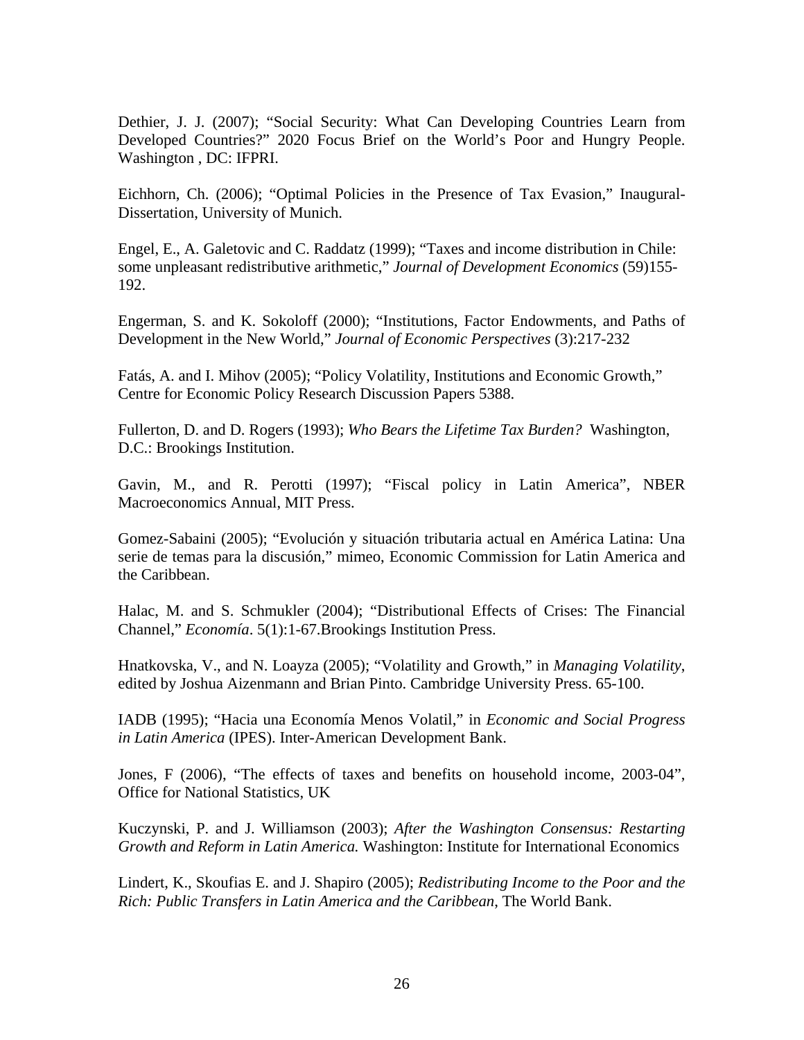Dethier, J. J. (2007); “Social Security: What Can Developing Countries Learn from Developed Countries?” 2020 Focus Brief on the World’s Poor and Hungry People. Washington , DC: IFPRI.

Eichhorn, Ch. (2006); “Optimal Policies in the Presence of Tax Evasion,” Inaugural-Dissertation, University of Munich.

Engel, E., A. Galetovic and C. Raddatz (1999); “Taxes and income distribution in Chile: some unpleasant redistributive arithmetic,” *Journal of Development Economics* (59)155-192.

Engerman, S. and K. Sokoloff (2000); “Institutions, Factor Endowments, and Paths of Development in the New World,” *Journal of Economic Perspectives* (3):217-232

Fatás, A. and I. Mihov (2005); “Policy Volatility, Institutions and Economic Growth,” Centre for Economic Policy Research Discussion Papers 5388.

Fullerton, D. and D. Rogers (1993); *Who Bears the Lifetime Tax Burden?* Washington, D.C.: Brookings Institution.

Gavin, M., and R. Perotti (1997); “Fiscal policy in Latin America”, NBER Macroeconomics Annual, MIT Press.

Gomez-Sabaini (2005); “Evolución y situación tributaria actual en América Latina: Una serie de temas para la discusión,” mimeo, Economic Commission for Latin America and the Caribbean.

Halac, M. and S. Schmukler (2004); “Distributional Effects of Crises: The Financial Channel,” *Economía*. 5(1):1-67.Brookings Institution Press.

Hnatkovska, V., and N. Loayza (2005); “Volatility and Growth,” in *Managing Volatility*, edited by Joshua Aizenmann and Brian Pinto. Cambridge University Press. 65-100.

IADB (1995); “Hacia una Economía Menos Volatil,” in *Economic and Social Progress in Latin America* (IPES). Inter-American Development Bank.

Jones, F (2006), “The effects of taxes and benefits on household income, 2003-04”, Office for National Statistics, UK

Kuczynski, P. and J. Williamson (2003); *After the Washington Consensus: Restarting Growth and Reform in Latin America.* Washington: Institute for International Economics

Lindert, K., Skoufias E. and J. Shapiro (2005); *Redistributing Income to the Poor and the Rich: Public Transfers in Latin America and the Caribbean*, The World Bank.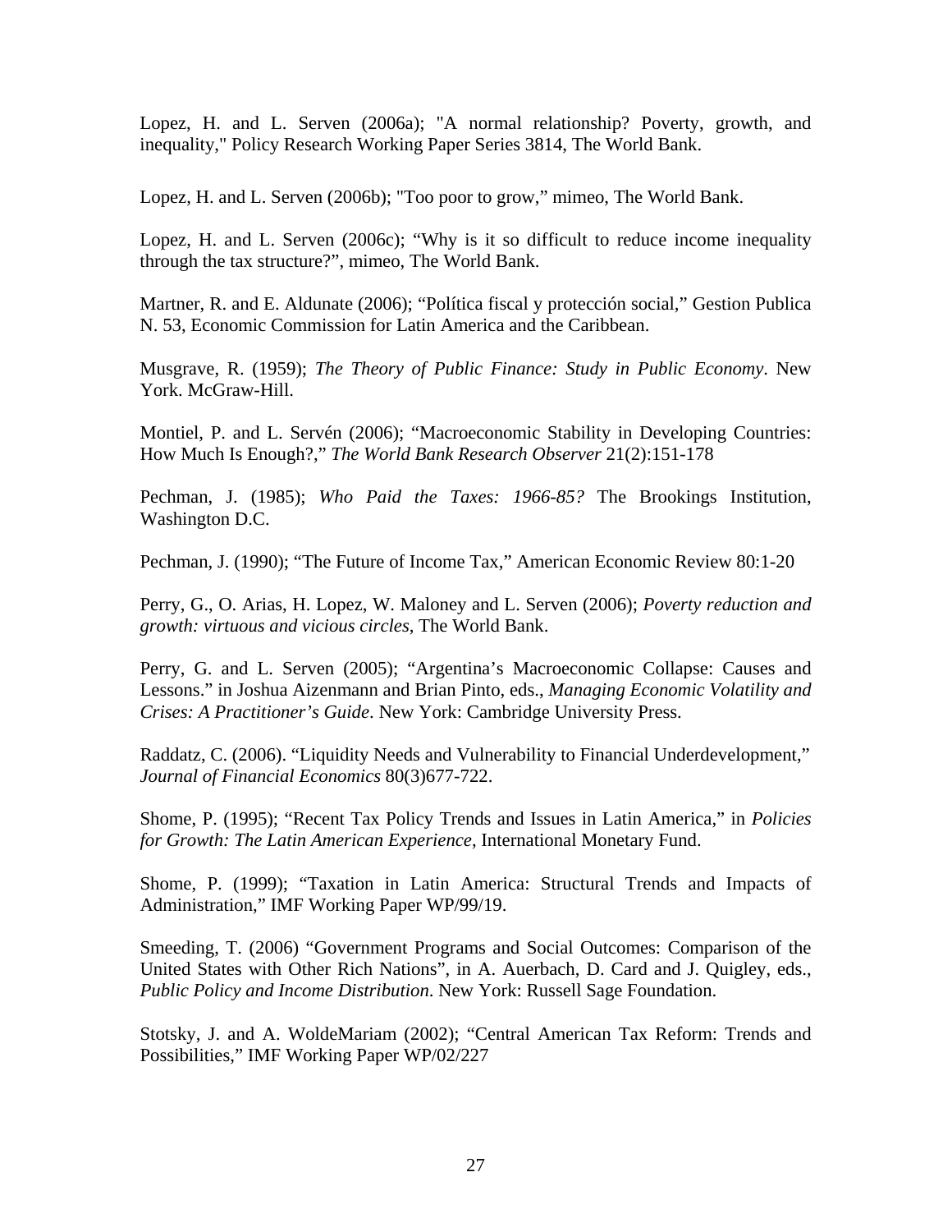Lopez, H. and L. Serven (2006a); "A normal relationship? Poverty, growth, and inequality," Policy Research Working Paper Series 3814, The World Bank.

Lopez, H. and L. Serven (2006b); "Too poor to grow," mimeo, The World Bank.

Lopez, H. and L. Serven (2006c); "Why is it so difficult to reduce income inequality through the tax structure?", mimeo, The World Bank.

Martner, R. and E. Aldunate (2006); "Política fiscal y protección social," Gestion Publica N. 53, Economic Commission for Latin America and the Caribbean.

Musgrave, R. (1959); *The Theory of Public Finance: Study in Public Economy*. New York. McGraw-Hill.

Montiel, P. and L. Servén (2006); "Macroeconomic Stability in Developing Countries: How Much Is Enough?," *The World Bank Research Observer* 21(2):151-178

Pechman, J. (1985); *Who Paid the Taxes: 1966-85?* The Brookings Institution, Washington D.C.

Pechman, J. (1990); "The Future of Income Tax," American Economic Review 80:1-20

Perry, G., O. Arias, H. Lopez, W. Maloney and L. Serven (2006); *Poverty reduction and growth: virtuous and vicious circles*, The World Bank.

Perry, G. and L. Serven (2005); "Argentina's Macroeconomic Collapse: Causes and Lessons." in Joshua Aizenmann and Brian Pinto, eds., *Managing Economic Volatility and Crises: A Practitioner's Guide*. New York: Cambridge University Press.

Raddatz, C. (2006). "Liquidity Needs and Vulnerability to Financial Underdevelopment," *Journal of Financial Economics* 80(3)677-722.

Shome, P. (1995); "Recent Tax Policy Trends and Issues in Latin America," in *Policies for Growth: The Latin American Experience*, International Monetary Fund.

Shome, P. (1999); "Taxation in Latin America: Structural Trends and Impacts of Administration," IMF Working Paper WP/99/19.

Smeeding, T. (2006) "Government Programs and Social Outcomes: Comparison of the United States with Other Rich Nations", in A. Auerbach, D. Card and J. Quigley, eds., *Public Policy and Income Distribution*. New York: Russell Sage Foundation.

Stotsky, J. and A. WoldeMariam (2002); "Central American Tax Reform: Trends and Possibilities," IMF Working Paper WP/02/227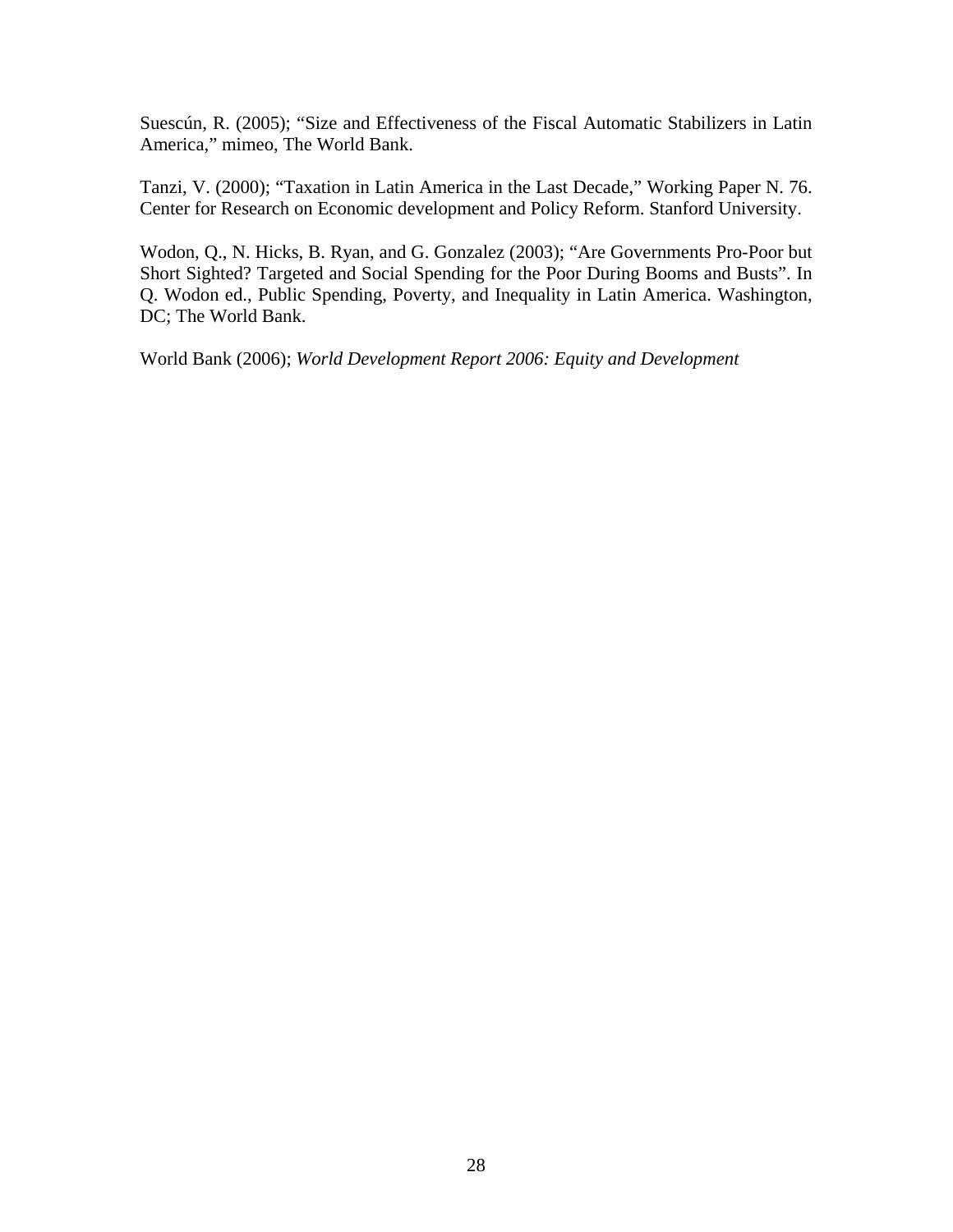Suescún, R. (2005); "Size and Effectiveness of the Fiscal Automatic Stabilizers in Latin America," mimeo, The World Bank.

Tanzi, V. (2000); "Taxation in Latin America in the Last Decade," Working Paper N. 76. Center for Research on Economic development and Policy Reform. Stanford University.

Wodon, Q., N. Hicks, B. Ryan, and G. Gonzalez (2003); "Are Governments Pro-Poor but Short Sighted? Targeted and Social Spending for the Poor During Booms and Busts". In Q. Wodon ed., Public Spending, Poverty, and Inequality in Latin America. Washington, DC; The World Bank.

World Bank (2006); *World Development Report 2006: Equity and Development*